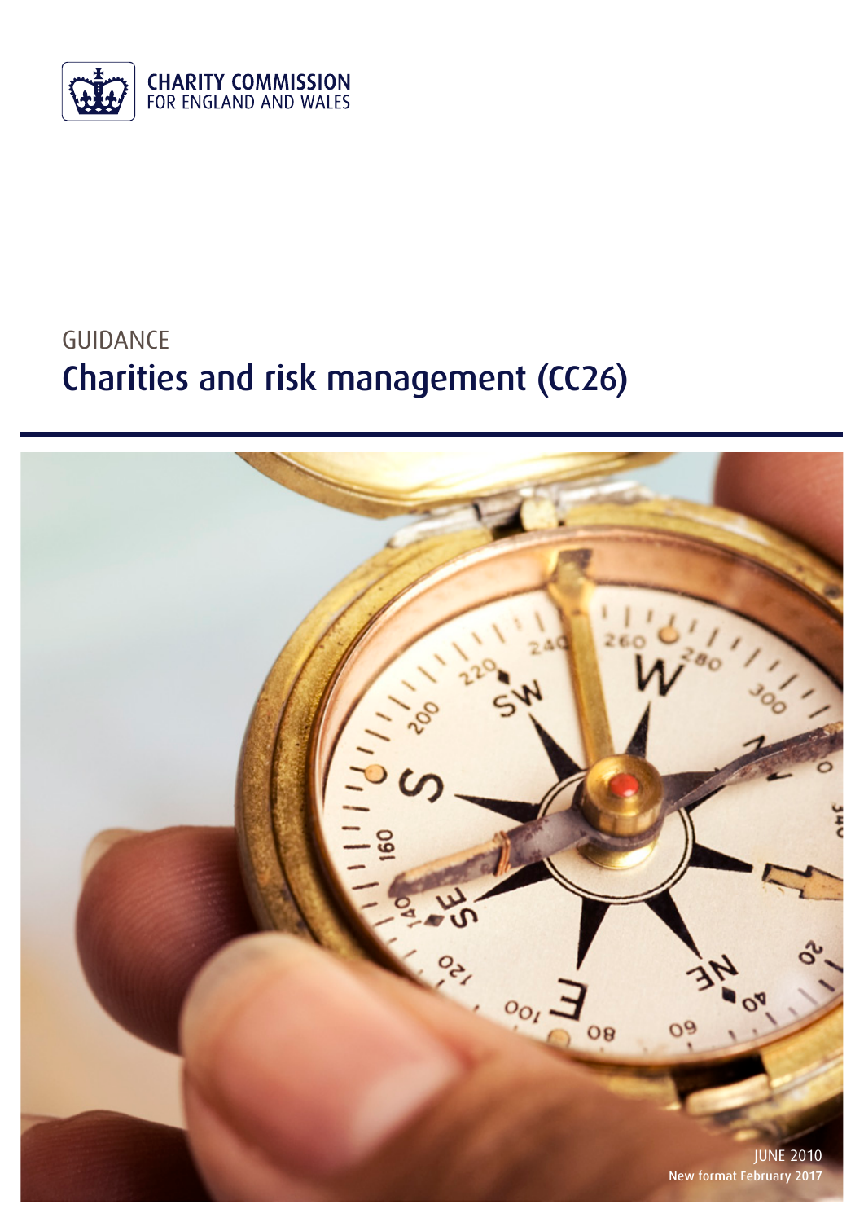CHARITY COMMISSION
FOR ENGLAND AND WALES

GUIDANCE

# Charities and risk management (CC26)

JUNE 2010
New format February 2017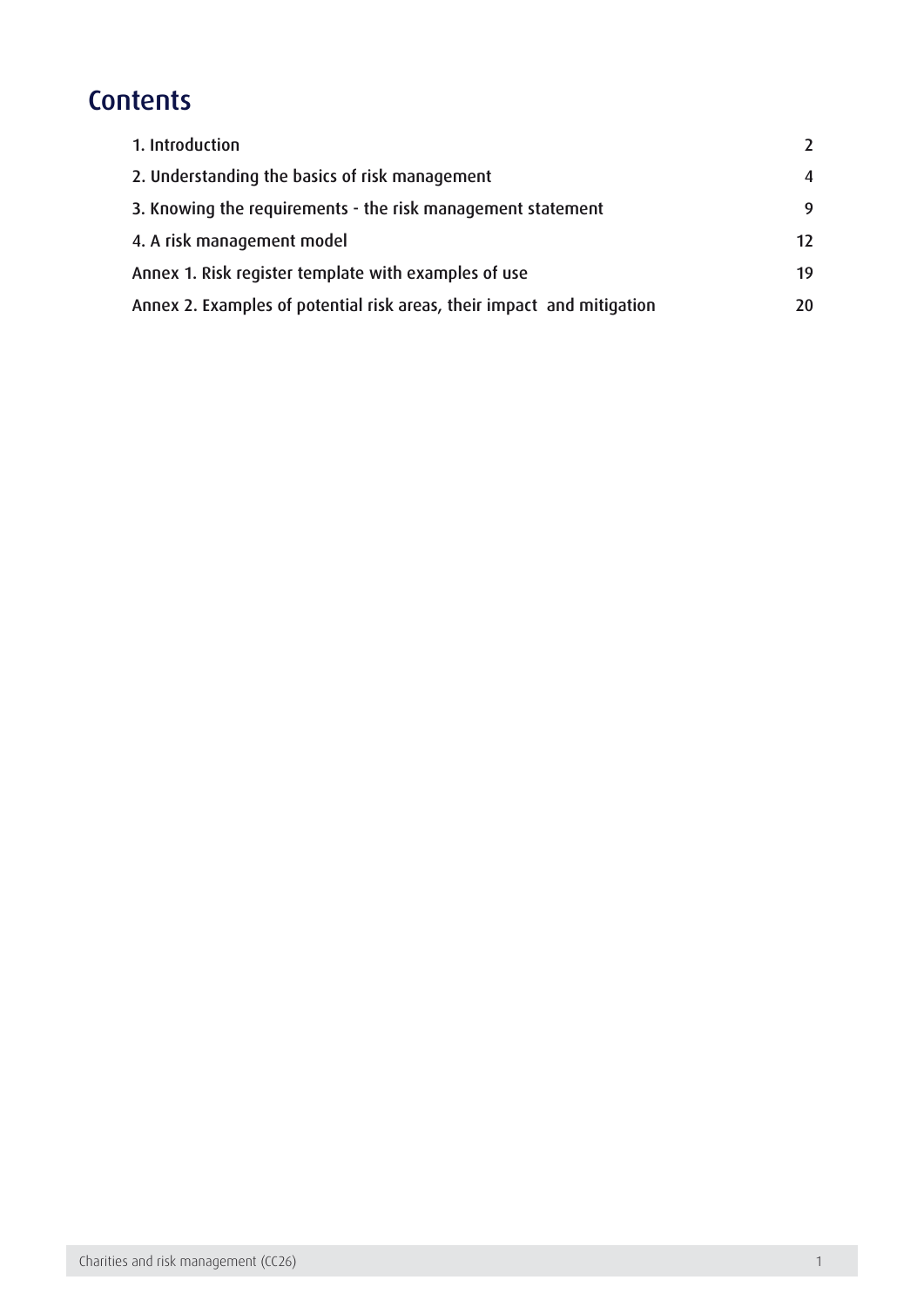# Contents

| | |
|---|---|
| 1. Introduction | 2 |
| 2. Understanding the basics of risk management | 4 |
| 3. Knowing the requirements - the risk management statement | 9 |
| 4. A risk management model | 12 |
| Annex 1. Risk register template with examples of use | 19 |
| Annex 2. Examples of potential risk areas, their impact and mitigation | 20 |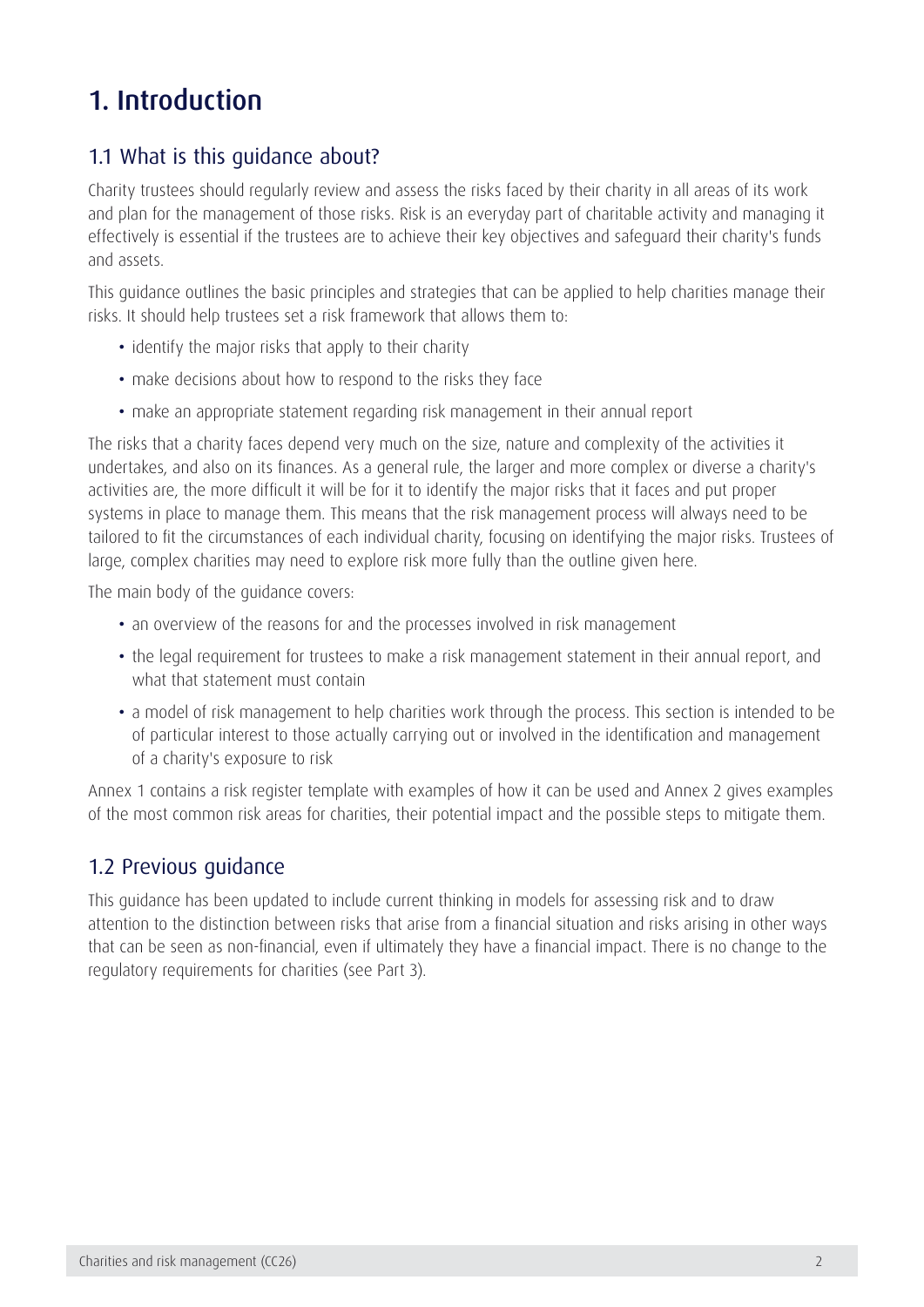# 1. Introduction

## 1.1 What is this guidance about?

Charity trustees should regularly review and assess the risks faced by their charity in all areas of its work and plan for the management of those risks. Risk is an everyday part of charitable activity and managing it effectively is essential if the trustees are to achieve their key objectives and safeguard their charity's funds and assets.

This guidance outlines the basic principles and strategies that can be applied to help charities manage their risks. It should help trustees set a risk framework that allows them to:

- identify the major risks that apply to their charity
- make decisions about how to respond to the risks they face
- make an appropriate statement regarding risk management in their annual report

The risks that a charity faces depend very much on the size, nature and complexity of the activities it undertakes, and also on its finances. As a general rule, the larger and more complex or diverse a charity's activities are, the more difficult it will be for it to identify the major risks that it faces and put proper systems in place to manage them. This means that the risk management process will always need to be tailored to fit the circumstances of each individual charity, focusing on identifying the major risks. Trustees of large, complex charities may need to explore risk more fully than the outline given here.

The main body of the guidance covers:

- an overview of the reasons for and the processes involved in risk management
- the legal requirement for trustees to make a risk management statement in their annual report, and what that statement must contain
- a model of risk management to help charities work through the process. This section is intended to be of particular interest to those actually carrying out or involved in the identification and management of a charity's exposure to risk

Annex 1 contains a risk register template with examples of how it can be used and Annex 2 gives examples of the most common risk areas for charities, their potential impact and the possible steps to mitigate them.

## 1.2 Previous guidance

This guidance has been updated to include current thinking in models for assessing risk and to draw attention to the distinction between risks that arise from a financial situation and risks arising in other ways that can be seen as non-financial, even if ultimately they have a financial impact. There is no change to the regulatory requirements for charities (see Part 3).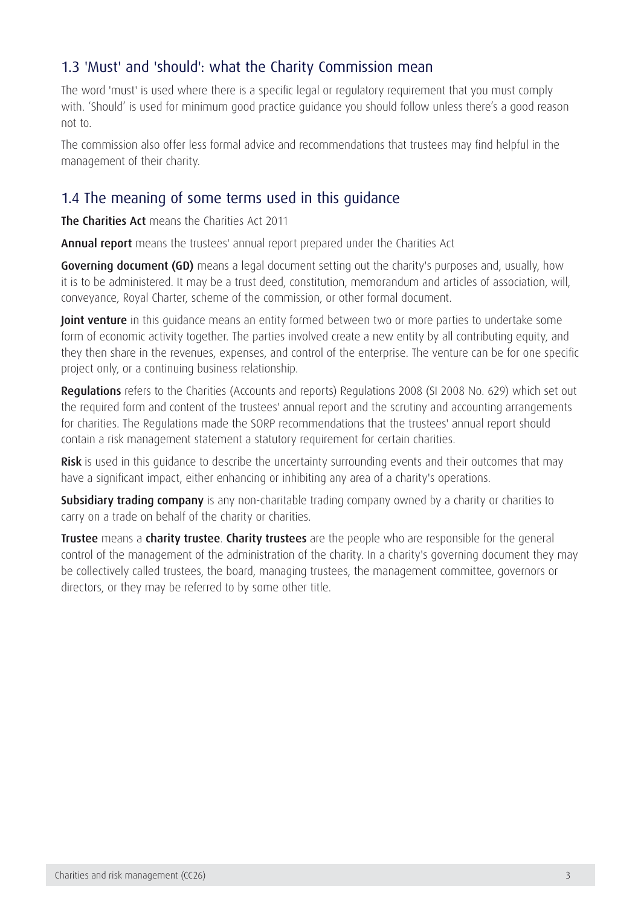## 1.3 'Must' and 'should': what the Charity Commission mean

The word 'must' is used where there is a specific legal or regulatory requirement that you must comply with. 'Should' is used for minimum good practice guidance you should follow unless there's a good reason not to.

The commission also offer less formal advice and recommendations that trustees may find helpful in the management of their charity.

## 1.4 The meaning of some terms used in this guidance

**The Charities Act** means the Charities Act 2011

**Annual report** means the trustees' annual report prepared under the Charities Act

**Governing document (GD)** means a legal document setting out the charity's purposes and, usually, how it is to be administered. It may be a trust deed, constitution, memorandum and articles of association, will, conveyance, Royal Charter, scheme of the commission, or other formal document.

**Joint venture** in this guidance means an entity formed between two or more parties to undertake some form of economic activity together. The parties involved create a new entity by all contributing equity, and they then share in the revenues, expenses, and control of the enterprise. The venture can be for one specific project only, or a continuing business relationship.

**Regulations** refers to the Charities (Accounts and reports) Regulations 2008 (SI 2008 No. 629) which set out the required form and content of the trustees' annual report and the scrutiny and accounting arrangements for charities. The Regulations made the SORP recommendations that the trustees' annual report should contain a risk management statement a statutory requirement for certain charities.

**Risk** is used in this guidance to describe the uncertainty surrounding events and their outcomes that may have a significant impact, either enhancing or inhibiting any area of a charity's operations.

**Subsidiary trading company** is any non-charitable trading company owned by a charity or charities to carry on a trade on behalf of the charity or charities.

**Trustee** means a **charity trustee**. **Charity trustees** are the people who are responsible for the general control of the management of the administration of the charity. In a charity's governing document they may be collectively called trustees, the board, managing trustees, the management committee, governors or directors, or they may be referred to by some other title.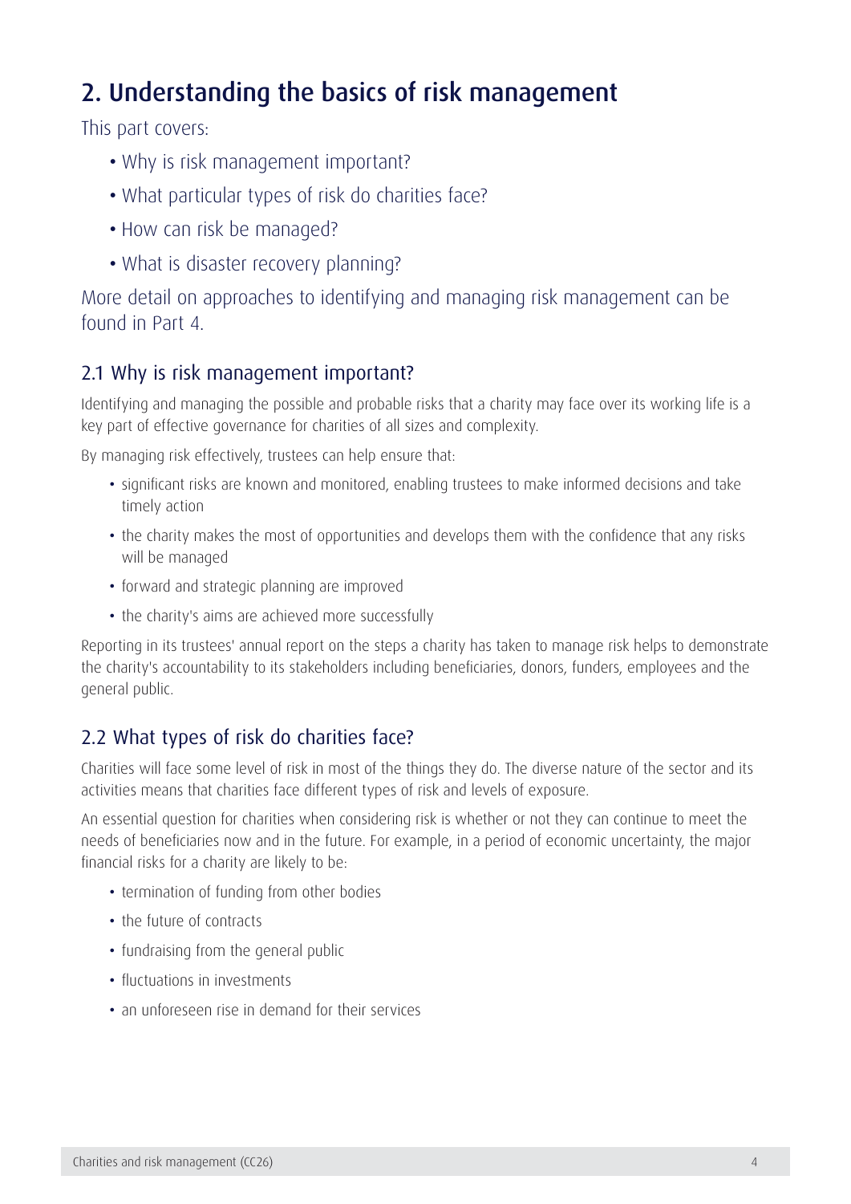# 2. Understanding the basics of risk management

This part covers:

- Why is risk management important?
- What particular types of risk do charities face?
- How can risk be managed?
- What is disaster recovery planning?

More detail on approaches to identifying and managing risk management can be found in Part 4.

## 2.1 Why is risk management important?

Identifying and managing the possible and probable risks that a charity may face over its working life is a key part of effective governance for charities of all sizes and complexity.

By managing risk effectively, trustees can help ensure that:

- significant risks are known and monitored, enabling trustees to make informed decisions and take timely action
- the charity makes the most of opportunities and develops them with the confidence that any risks will be managed
- forward and strategic planning are improved
- the charity's aims are achieved more successfully

Reporting in its trustees' annual report on the steps a charity has taken to manage risk helps to demonstrate the charity's accountability to its stakeholders including beneficiaries, donors, funders, employees and the general public.

## 2.2 What types of risk do charities face?

Charities will face some level of risk in most of the things they do. The diverse nature of the sector and its activities means that charities face different types of risk and levels of exposure.

An essential question for charities when considering risk is whether or not they can continue to meet the needs of beneficiaries now and in the future. For example, in a period of economic uncertainty, the major financial risks for a charity are likely to be:

- termination of funding from other bodies
- the future of contracts
- fundraising from the general public
- fluctuations in investments
- an unforeseen rise in demand for their services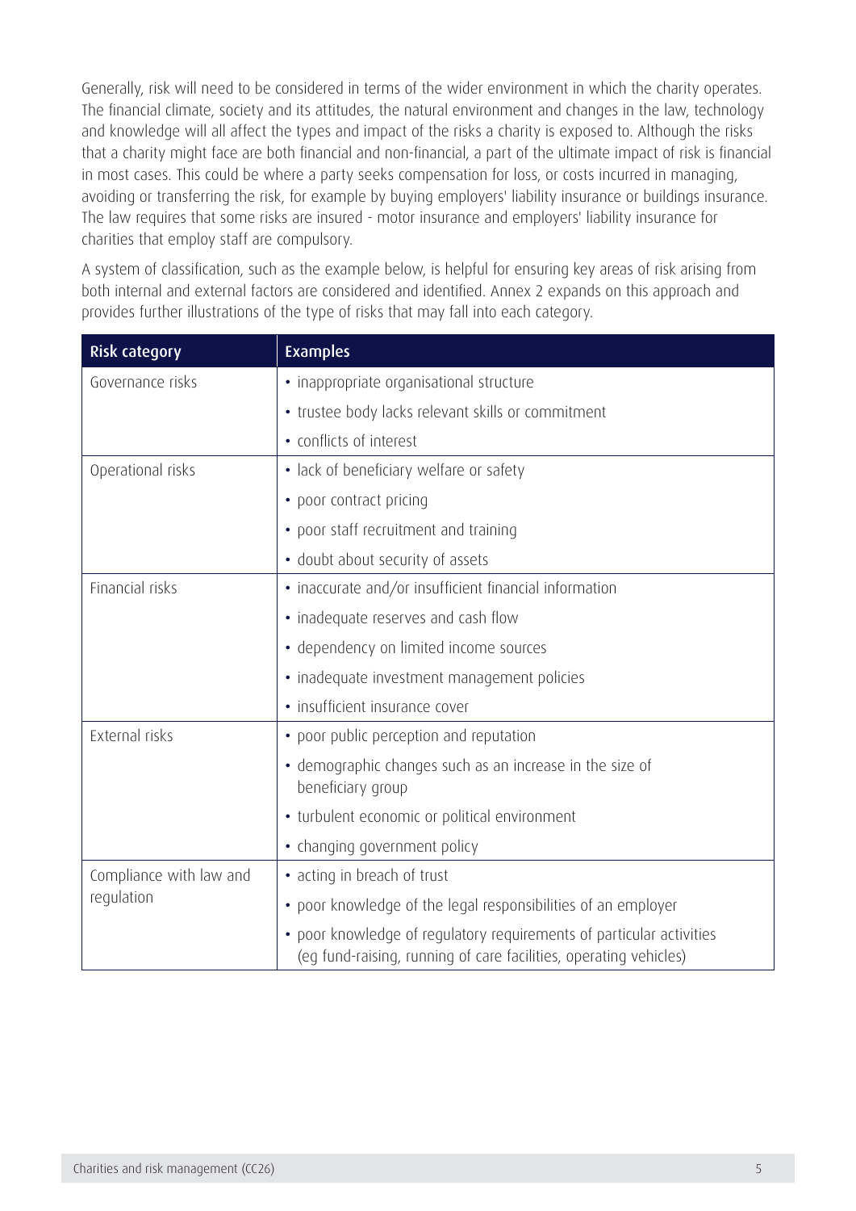Generally, risk will need to be considered in terms of the wider environment in which the charity operates. The financial climate, society and its attitudes, the natural environment and changes in the law, technology and knowledge will all affect the types and impact of the risks a charity is exposed to. Although the risks that a charity might face are both financial and non-financial, a part of the ultimate impact of risk is financial in most cases. This could be where a party seeks compensation for loss, or costs incurred in managing, avoiding or transferring the risk, for example by buying employers' liability insurance or buildings insurance. The law requires that some risks are insured - motor insurance and employers' liability insurance for charities that employ staff are compulsory.

A system of classification, such as the example below, is helpful for ensuring key areas of risk arising from both internal and external factors are considered and identified. Annex 2 expands on this approach and provides further illustrations of the type of risks that may fall into each category.

| Risk category | Examples |
|---|---|
| Governance risks | • inappropriate organisational structure |
| | • trustee body lacks relevant skills or commitment |
| | • conflicts of interest |
| Operational risks | • lack of beneficiary welfare or safety |
| | • poor contract pricing |
| | • poor staff recruitment and training |
| | • doubt about security of assets |
| Financial risks | • inaccurate and/or insufficient financial information |
| | • inadequate reserves and cash flow |
| | • dependency on limited income sources |
| | • inadequate investment management policies |
| | • insufficient insurance cover |
| External risks | • poor public perception and reputation |
| | • demographic changes such as an increase in the size of beneficiary group |
| | • turbulent economic or political environment |
| | • changing government policy |
| Compliance with law and regulation | • acting in breach of trust |
| | • poor knowledge of the legal responsibilities of an employer |
| | • poor knowledge of regulatory requirements of particular activities (eg fund-raising, running of care facilities, operating vehicles) |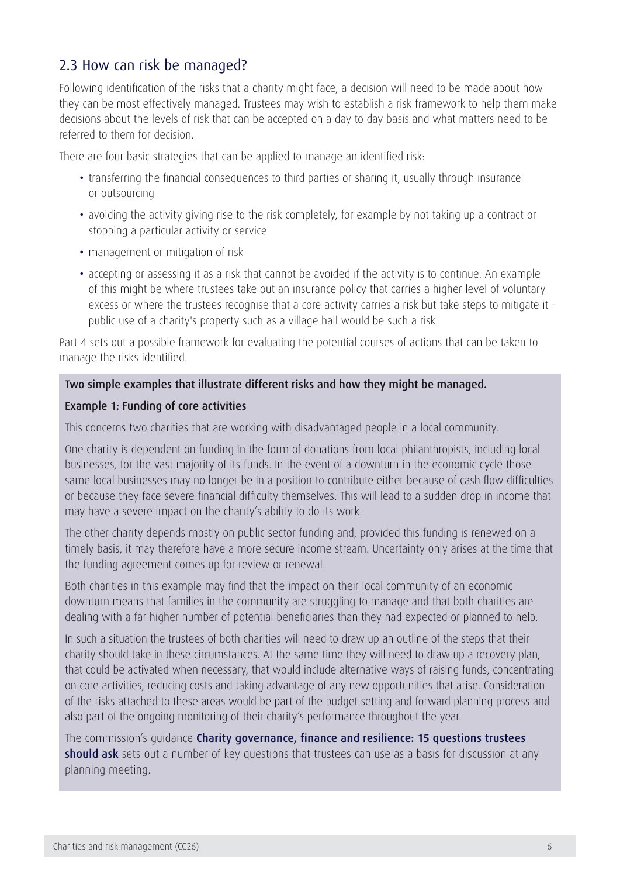## 2.3 How can risk be managed?

Following identification of the risks that a charity might face, a decision will need to be made about how they can be most effectively managed. Trustees may wish to establish a risk framework to help them make decisions about the levels of risk that can be accepted on a day to day basis and what matters need to be referred to them for decision.

There are four basic strategies that can be applied to manage an identified risk:

- transferring the financial consequences to third parties or sharing it, usually through insurance or outsourcing
- avoiding the activity giving rise to the risk completely, for example by not taking up a contract or stopping a particular activity or service
- management or mitigation of risk
- accepting or assessing it as a risk that cannot be avoided if the activity is to continue. An example of this might be where trustees take out an insurance policy that carries a higher level of voluntary excess or where the trustees recognise that a core activity carries a risk but take steps to mitigate it - public use of a charity's property such as a village hall would be such a risk

Part 4 sets out a possible framework for evaluating the potential courses of actions that can be taken to manage the risks identified.

**Two simple examples that illustrate different risks and how they might be managed.**

**Example 1: Funding of core activities**

This concerns two charities that are working with disadvantaged people in a local community.

One charity is dependent on funding in the form of donations from local philanthropists, including local businesses, for the vast majority of its funds. In the event of a downturn in the economic cycle those same local businesses may no longer be in a position to contribute either because of cash flow difficulties or because they face severe financial difficulty themselves. This will lead to a sudden drop in income that may have a severe impact on the charity's ability to do its work.

The other charity depends mostly on public sector funding and, provided this funding is renewed on a timely basis, it may therefore have a more secure income stream. Uncertainty only arises at the time that the funding agreement comes up for review or renewal.

Both charities in this example may find that the impact on their local community of an economic downturn means that families in the community are struggling to manage and that both charities are dealing with a far higher number of potential beneficiaries than they had expected or planned to help.

In such a situation the trustees of both charities will need to draw up an outline of the steps that their charity should take in these circumstances. At the same time they will need to draw up a recovery plan, that could be activated when necessary, that would include alternative ways of raising funds, concentrating on core activities, reducing costs and taking advantage of any new opportunities that arise. Consideration of the risks attached to these areas would be part of the budget setting and forward planning process and also part of the ongoing monitoring of their charity's performance throughout the year.

The commission's guidance **Charity governance, finance and resilience: 15 questions trustees should ask** sets out a number of key questions that trustees can use as a basis for discussion at any planning meeting.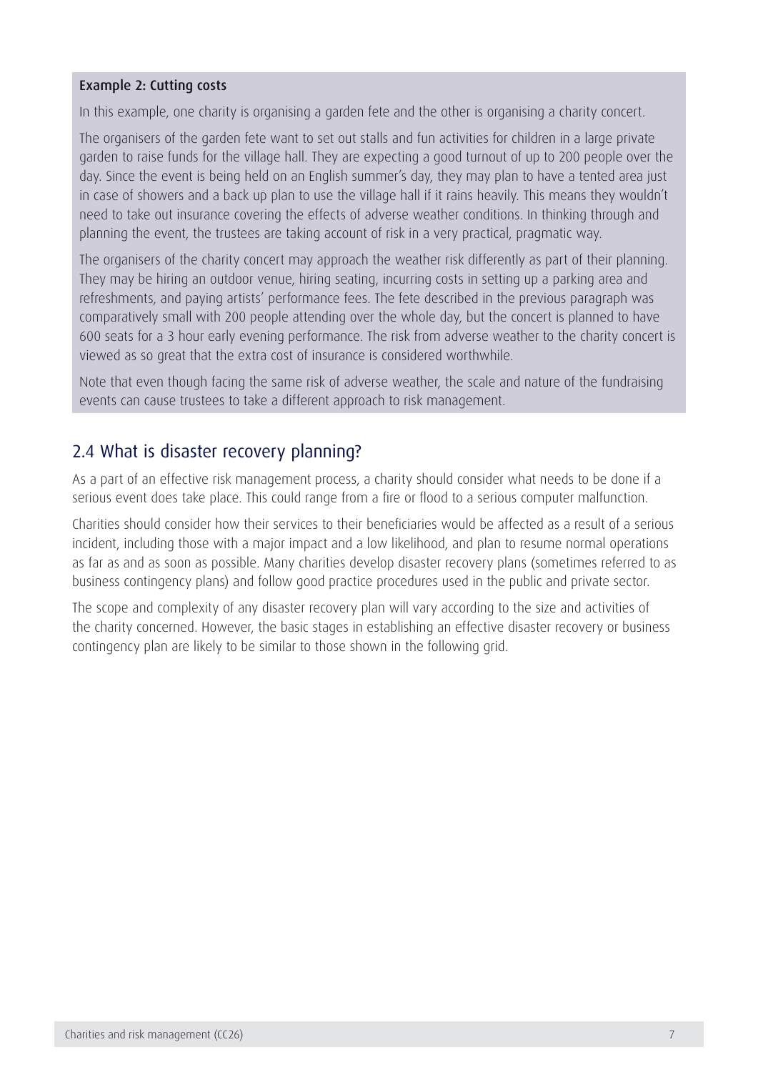**Example 2: Cutting costs**

In this example, one charity is organising a garden fete and the other is organising a charity concert.

The organisers of the garden fete want to set out stalls and fun activities for children in a large private garden to raise funds for the village hall. They are expecting a good turnout of up to 200 people over the day. Since the event is being held on an English summer's day, they may plan to have a tented area just in case of showers and a back up plan to use the village hall if it rains heavily. This means they wouldn't need to take out insurance covering the effects of adverse weather conditions. In thinking through and planning the event, the trustees are taking account of risk in a very practical, pragmatic way.

The organisers of the charity concert may approach the weather risk differently as part of their planning. They may be hiring an outdoor venue, hiring seating, incurring costs in setting up a parking area and refreshments, and paying artists' performance fees. The fete described in the previous paragraph was comparatively small with 200 people attending over the whole day, but the concert is planned to have 600 seats for a 3 hour early evening performance. The risk from adverse weather to the charity concert is viewed as so great that the extra cost of insurance is considered worthwhile.

Note that even though facing the same risk of adverse weather, the scale and nature of the fundraising events can cause trustees to take a different approach to risk management.

## 2.4 What is disaster recovery planning?

As a part of an effective risk management process, a charity should consider what needs to be done if a serious event does take place. This could range from a fire or flood to a serious computer malfunction.

Charities should consider how their services to their beneficiaries would be affected as a result of a serious incident, including those with a major impact and a low likelihood, and plan to resume normal operations as far as and as soon as possible. Many charities develop disaster recovery plans (sometimes referred to as business contingency plans) and follow good practice procedures used in the public and private sector.

The scope and complexity of any disaster recovery plan will vary according to the size and activities of the charity concerned. However, the basic stages in establishing an effective disaster recovery or business contingency plan are likely to be similar to those shown in the following grid.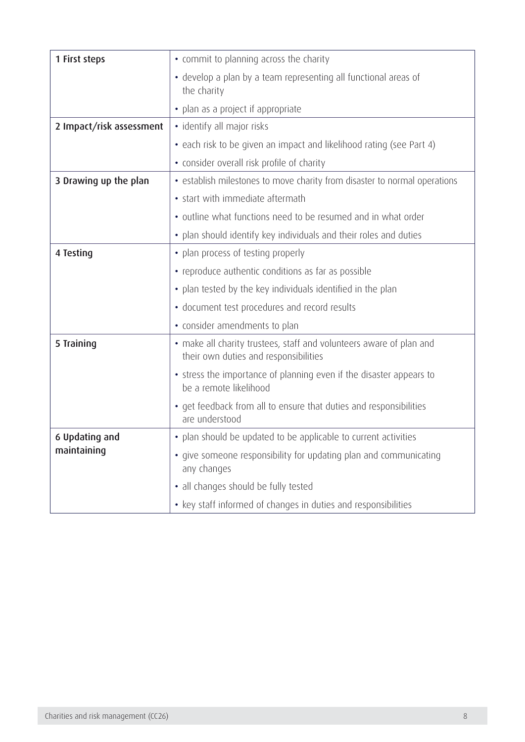| | |
|---|---|
| **1 First steps** | • commit to planning across the charity<br>• develop a plan by a team representing all functional areas of the charity<br>• plan as a project if appropriate |
| **2 Impact/risk assessment** | • identify all major risks<br>• each risk to be given an impact and likelihood rating (see Part 4)<br>• consider overall risk profile of charity |
| **3 Drawing up the plan** | • establish milestones to move charity from disaster to normal operations<br>• start with immediate aftermath<br>• outline what functions need to be resumed and in what order<br>• plan should identify key individuals and their roles and duties |
| **4 Testing** | • plan process of testing properly<br>• reproduce authentic conditions as far as possible<br>• plan tested by the key individuals identified in the plan<br>• document test procedures and record results<br>• consider amendments to plan |
| **5 Training** | • make all charity trustees, staff and volunteers aware of plan and their own duties and responsibilities<br>• stress the importance of planning even if the disaster appears to be a remote likelihood<br>• get feedback from all to ensure that duties and responsibilities are understood |
| **6 Updating and maintaining** | • plan should be updated to be applicable to current activities<br>• give someone responsibility for updating plan and communicating any changes<br>• all changes should be fully tested<br>• key staff informed of changes in duties and responsibilities |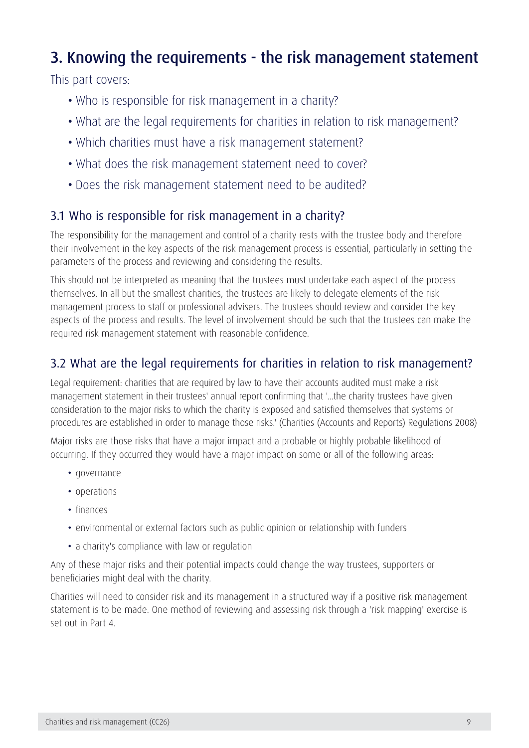# 3. Knowing the requirements - the risk management statement

This part covers:

- Who is responsible for risk management in a charity?
- What are the legal requirements for charities in relation to risk management?
- Which charities must have a risk management statement?
- What does the risk management statement need to cover?
- Does the risk management statement need to be audited?

## 3.1 Who is responsible for risk management in a charity?

The responsibility for the management and control of a charity rests with the trustee body and therefore their involvement in the key aspects of the risk management process is essential, particularly in setting the parameters of the process and reviewing and considering the results.

This should not be interpreted as meaning that the trustees must undertake each aspect of the process themselves. In all but the smallest charities, the trustees are likely to delegate elements of the risk management process to staff or professional advisers. The trustees should review and consider the key aspects of the process and results. The level of involvement should be such that the trustees can make the required risk management statement with reasonable confidence.

## 3.2 What are the legal requirements for charities in relation to risk management?

Legal requirement: charities that are required by law to have their accounts audited must make a risk management statement in their trustees' annual report confirming that '...the charity trustees have given consideration to the major risks to which the charity is exposed and satisfied themselves that systems or procedures are established in order to manage those risks.' (Charities (Accounts and Reports) Regulations 2008)

Major risks are those risks that have a major impact and a probable or highly probable likelihood of occurring. If they occurred they would have a major impact on some or all of the following areas:

- governance
- operations
- finances
- environmental or external factors such as public opinion or relationship with funders
- a charity's compliance with law or regulation

Any of these major risks and their potential impacts could change the way trustees, supporters or beneficiaries might deal with the charity.

Charities will need to consider risk and its management in a structured way if a positive risk management statement is to be made. One method of reviewing and assessing risk through a 'risk mapping' exercise is set out in Part 4.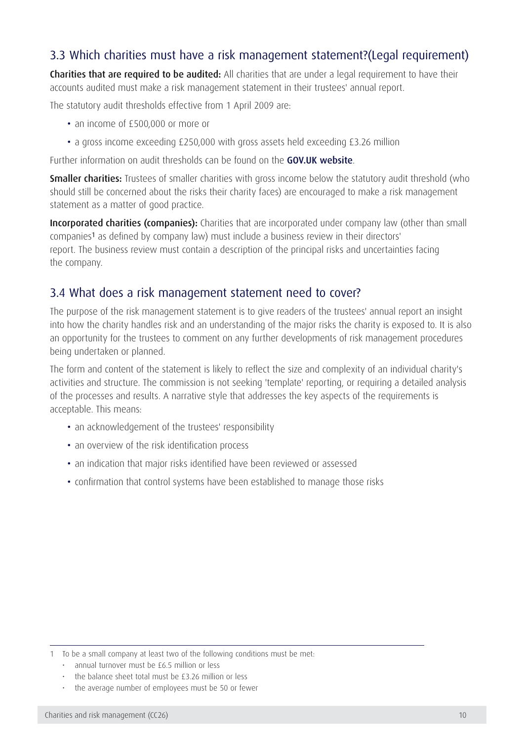## 3.3 Which charities must have a risk management statement?(Legal requirement)

**Charities that are required to be audited:** All charities that are under a legal requirement to have their accounts audited must make a risk management statement in their trustees' annual report.

The statutory audit thresholds effective from 1 April 2009 are:

- an income of £500,000 or more or
- a gross income exceeding £250,000 with gross assets held exceeding £3.26 million

Further information on audit thresholds can be found on the **GOV.UK website**.

**Smaller charities:** Trustees of smaller charities with gross income below the statutory audit threshold (who should still be concerned about the risks their charity faces) are encouraged to make a risk management statement as a matter of good practice.

**Incorporated charities (companies):** Charities that are incorporated under company law (other than small companies[1] as defined by company law) must include a business review in their directors' report. The business review must contain a description of the principal risks and uncertainties facing the company.

## 3.4 What does a risk management statement need to cover?

The purpose of the risk management statement is to give readers of the trustees' annual report an insight into how the charity handles risk and an understanding of the major risks the charity is exposed to. It is also an opportunity for the trustees to comment on any further developments of risk management procedures being undertaken or planned.

The form and content of the statement is likely to reflect the size and complexity of an individual charity's activities and structure. The commission is not seeking 'template' reporting, or requiring a detailed analysis of the processes and results. A narrative style that addresses the key aspects of the requirements is acceptable. This means:

- an acknowledgement of the trustees' responsibility
- an overview of the risk identification process
- an indication that major risks identified have been reviewed or assessed
- confirmation that control systems have been established to manage those risks

---

1 To be a small company at least two of the following conditions must be met:

- annual turnover must be £6.5 million or less
- the balance sheet total must be £3.26 million or less
- the average number of employees must be 50 or fewer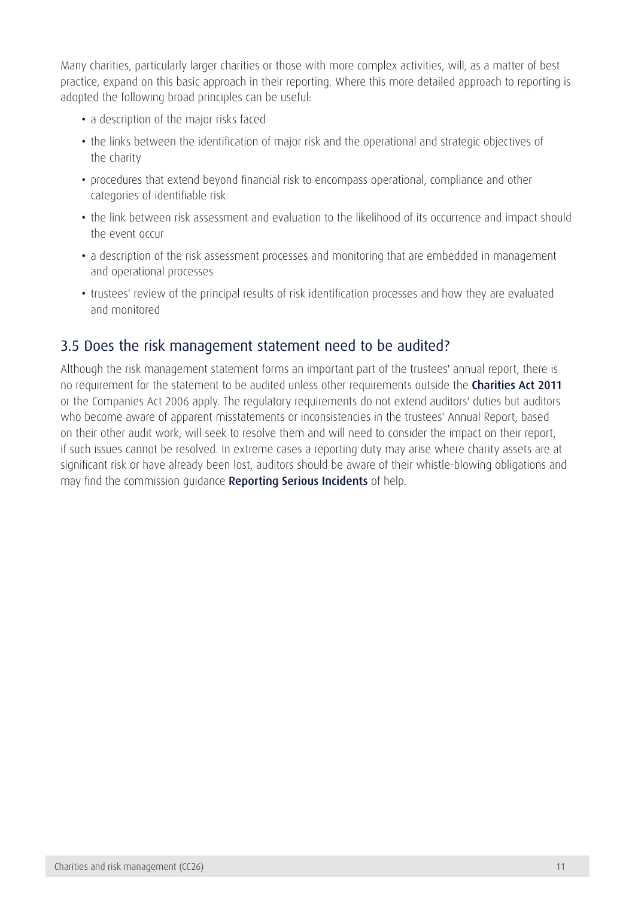Many charities, particularly larger charities or those with more complex activities, will, as a matter of best practice, expand on this basic approach in their reporting. Where this more detailed approach to reporting is adopted the following broad principles can be useful:

- a description of the major risks faced
- the links between the identification of major risk and the operational and strategic objectives of the charity
- procedures that extend beyond financial risk to encompass operational, compliance and other categories of identifiable risk
- the link between risk assessment and evaluation to the likelihood of its occurrence and impact should the event occur
- a description of the risk assessment processes and monitoring that are embedded in management and operational processes
- trustees' review of the principal results of risk identification processes and how they are evaluated and monitored

## 3.5 Does the risk management statement need to be audited?

Although the risk management statement forms an important part of the trustees' annual report, there is no requirement for the statement to be audited unless other requirements outside the **Charities Act 2011** or the Companies Act 2006 apply. The regulatory requirements do not extend auditors' duties but auditors who become aware of apparent misstatements or inconsistencies in the trustees' Annual Report, based on their other audit work, will seek to resolve them and will need to consider the impact on their report, if such issues cannot be resolved. In extreme cases a reporting duty may arise where charity assets are at significant risk or have already been lost, auditors should be aware of their whistle-blowing obligations and may find the commission guidance **Reporting Serious Incidents** of help.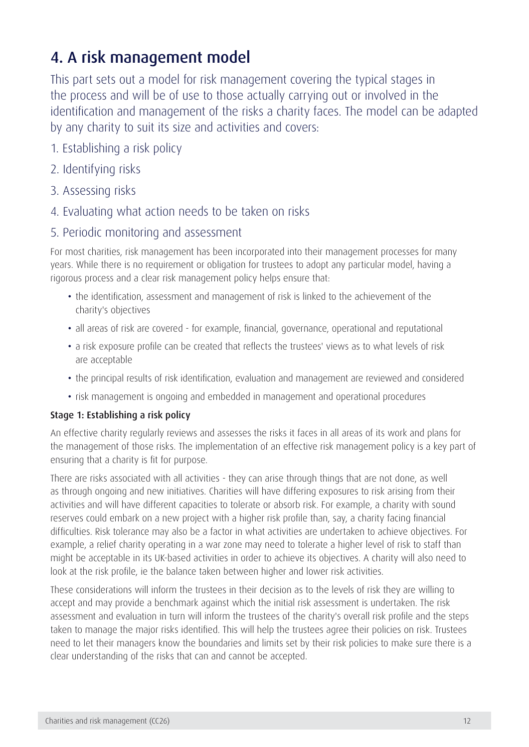# 4. A risk management model

This part sets out a model for risk management covering the typical stages in the process and will be of use to those actually carrying out or involved in the identification and management of the risks a charity faces. The model can be adapted by any charity to suit its size and activities and covers:

1. Establishing a risk policy
2. Identifying risks
3. Assessing risks
4. Evaluating what action needs to be taken on risks
5. Periodic monitoring and assessment

For most charities, risk management has been incorporated into their management processes for many years. While there is no requirement or obligation for trustees to adopt any particular model, having a rigorous process and a clear risk management policy helps ensure that:

- the identification, assessment and management of risk is linked to the achievement of the charity's objectives
- all areas of risk are covered - for example, financial, governance, operational and reputational
- a risk exposure profile can be created that reflects the trustees' views as to what levels of risk are acceptable
- the principal results of risk identification, evaluation and management are reviewed and considered
- risk management is ongoing and embedded in management and operational procedures

### Stage 1: Establishing a risk policy

An effective charity regularly reviews and assesses the risks it faces in all areas of its work and plans for the management of those risks. The implementation of an effective risk management policy is a key part of ensuring that a charity is fit for purpose.

There are risks associated with all activities - they can arise through things that are not done, as well as through ongoing and new initiatives. Charities will have differing exposures to risk arising from their activities and will have different capacities to tolerate or absorb risk. For example, a charity with sound reserves could embark on a new project with a higher risk profile than, say, a charity facing financial difficulties. Risk tolerance may also be a factor in what activities are undertaken to achieve objectives. For example, a relief charity operating in a war zone may need to tolerate a higher level of risk to staff than might be acceptable in its UK-based activities in order to achieve its objectives. A charity will also need to look at the risk profile, ie the balance taken between higher and lower risk activities.

These considerations will inform the trustees in their decision as to the levels of risk they are willing to accept and may provide a benchmark against which the initial risk assessment is undertaken. The risk assessment and evaluation in turn will inform the trustees of the charity's overall risk profile and the steps taken to manage the major risks identified. This will help the trustees agree their policies on risk. Trustees need to let their managers know the boundaries and limits set by their risk policies to make sure there is a clear understanding of the risks that can and cannot be accepted.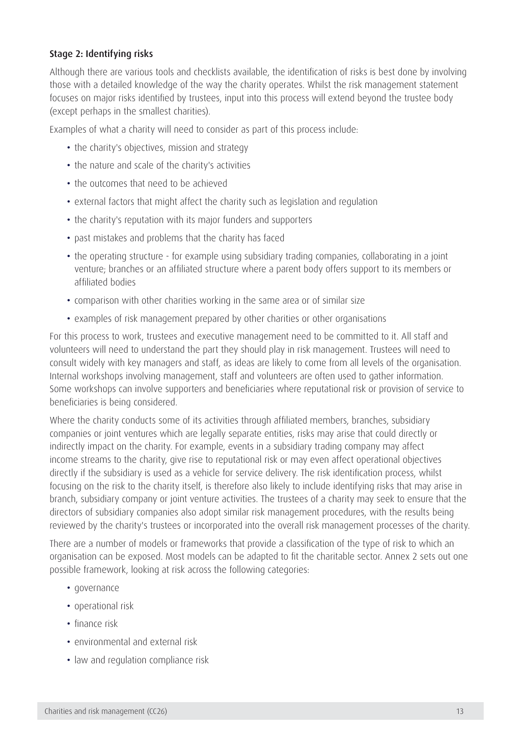### Stage 2: Identifying risks

Although there are various tools and checklists available, the identification of risks is best done by involving those with a detailed knowledge of the way the charity operates. Whilst the risk management statement focuses on major risks identified by trustees, input into this process will extend beyond the trustee body (except perhaps in the smallest charities).

Examples of what a charity will need to consider as part of this process include:

- the charity's objectives, mission and strategy
- the nature and scale of the charity's activities
- the outcomes that need to be achieved
- external factors that might affect the charity such as legislation and regulation
- the charity's reputation with its major funders and supporters
- past mistakes and problems that the charity has faced
- the operating structure - for example using subsidiary trading companies, collaborating in a joint venture; branches or an affiliated structure where a parent body offers support to its members or affiliated bodies
- comparison with other charities working in the same area or of similar size
- examples of risk management prepared by other charities or other organisations

For this process to work, trustees and executive management need to be committed to it. All staff and volunteers will need to understand the part they should play in risk management. Trustees will need to consult widely with key managers and staff, as ideas are likely to come from all levels of the organisation. Internal workshops involving management, staff and volunteers are often used to gather information. Some workshops can involve supporters and beneficiaries where reputational risk or provision of service to beneficiaries is being considered.

Where the charity conducts some of its activities through affiliated members, branches, subsidiary companies or joint ventures which are legally separate entities, risks may arise that could directly or indirectly impact on the charity. For example, events in a subsidiary trading company may affect income streams to the charity, give rise to reputational risk or may even affect operational objectives directly if the subsidiary is used as a vehicle for service delivery. The risk identification process, whilst focusing on the risk to the charity itself, is therefore also likely to include identifying risks that may arise in branch, subsidiary company or joint venture activities. The trustees of a charity may seek to ensure that the directors of subsidiary companies also adopt similar risk management procedures, with the results being reviewed by the charity's trustees or incorporated into the overall risk management processes of the charity.

There are a number of models or frameworks that provide a classification of the type of risk to which an organisation can be exposed. Most models can be adapted to fit the charitable sector. Annex 2 sets out one possible framework, looking at risk across the following categories:

- governance
- operational risk
- finance risk
- environmental and external risk
- law and regulation compliance risk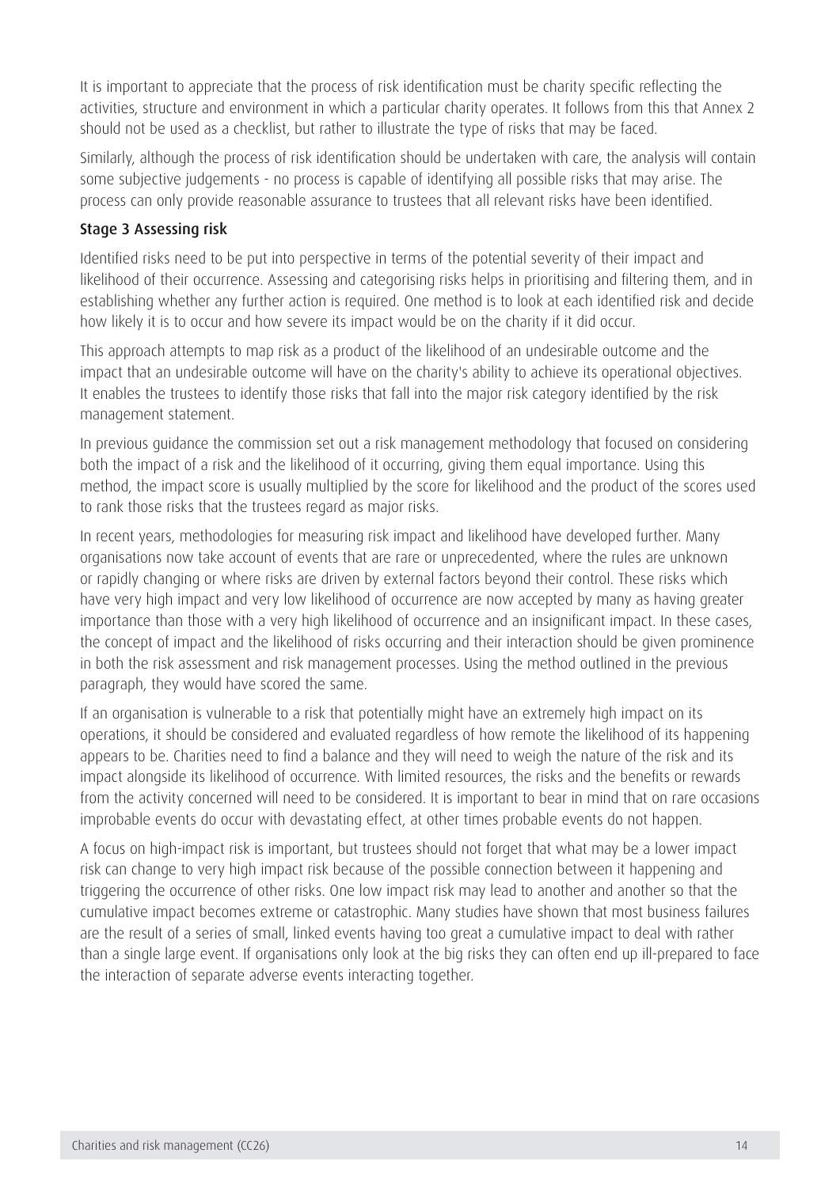It is important to appreciate that the process of risk identification must be charity specific reflecting the activities, structure and environment in which a particular charity operates. It follows from this that Annex 2 should not be used as a checklist, but rather to illustrate the type of risks that may be faced.

Similarly, although the process of risk identification should be undertaken with care, the analysis will contain some subjective judgements - no process is capable of identifying all possible risks that may arise. The process can only provide reasonable assurance to trustees that all relevant risks have been identified.

### Stage 3 Assessing risk

Identified risks need to be put into perspective in terms of the potential severity of their impact and likelihood of their occurrence. Assessing and categorising risks helps in prioritising and filtering them, and in establishing whether any further action is required. One method is to look at each identified risk and decide how likely it is to occur and how severe its impact would be on the charity if it did occur.

This approach attempts to map risk as a product of the likelihood of an undesirable outcome and the impact that an undesirable outcome will have on the charity's ability to achieve its operational objectives. It enables the trustees to identify those risks that fall into the major risk category identified by the risk management statement.

In previous guidance the commission set out a risk management methodology that focused on considering both the impact of a risk and the likelihood of it occurring, giving them equal importance. Using this method, the impact score is usually multiplied by the score for likelihood and the product of the scores used to rank those risks that the trustees regard as major risks.

In recent years, methodologies for measuring risk impact and likelihood have developed further. Many organisations now take account of events that are rare or unprecedented, where the rules are unknown or rapidly changing or where risks are driven by external factors beyond their control. These risks which have very high impact and very low likelihood of occurrence are now accepted by many as having greater importance than those with a very high likelihood of occurrence and an insignificant impact. In these cases, the concept of impact and the likelihood of risks occurring and their interaction should be given prominence in both the risk assessment and risk management processes. Using the method outlined in the previous paragraph, they would have scored the same.

If an organisation is vulnerable to a risk that potentially might have an extremely high impact on its operations, it should be considered and evaluated regardless of how remote the likelihood of its happening appears to be. Charities need to find a balance and they will need to weigh the nature of the risk and its impact alongside its likelihood of occurrence. With limited resources, the risks and the benefits or rewards from the activity concerned will need to be considered. It is important to bear in mind that on rare occasions improbable events do occur with devastating effect, at other times probable events do not happen.

A focus on high-impact risk is important, but trustees should not forget that what may be a lower impact risk can change to very high impact risk because of the possible connection between it happening and triggering the occurrence of other risks. One low impact risk may lead to another and another so that the cumulative impact becomes extreme or catastrophic. Many studies have shown that most business failures are the result of a series of small, linked events having too great a cumulative impact to deal with rather than a single large event. If organisations only look at the big risks they can often end up ill-prepared to face the interaction of separate adverse events interacting together.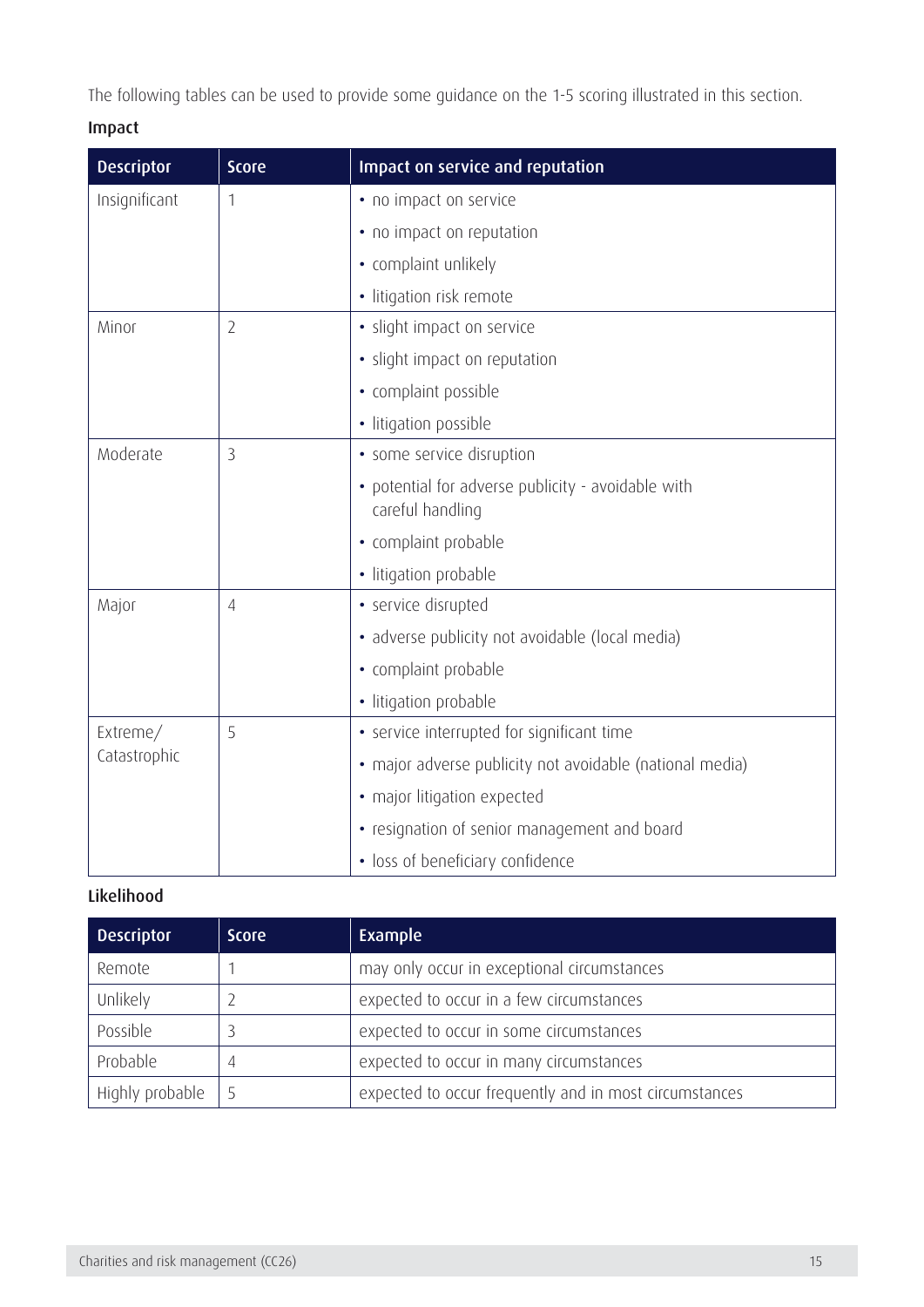The following tables can be used to provide some guidance on the 1-5 scoring illustrated in this section.

**Impact**

| Descriptor | Score | Impact on service and reputation |
|---|---|---|
| Insignificant | 1 | • no impact on service<br>• no impact on reputation<br>• complaint unlikely<br>• litigation risk remote |
| Minor | 2 | • slight impact on service<br>• slight impact on reputation<br>• complaint possible<br>• litigation possible |
| Moderate | 3 | • some service disruption<br>• potential for adverse publicity - avoidable with careful handling<br>• complaint probable<br>• litigation probable |
| Major | 4 | • service disrupted<br>• adverse publicity not avoidable (local media)<br>• complaint probable<br>• litigation probable |
| Extreme/ Catastrophic | 5 | • service interrupted for significant time<br>• major adverse publicity not avoidable (national media)<br>• major litigation expected<br>• resignation of senior management and board<br>• loss of beneficiary confidence |

**Likelihood**

| Descriptor | Score | Example |
|---|---|---|
| Remote | 1 | may only occur in exceptional circumstances |
| Unlikely | 2 | expected to occur in a few circumstances |
| Possible | 3 | expected to occur in some circumstances |
| Probable | 4 | expected to occur in many circumstances |
| Highly probable | 5 | expected to occur frequently and in most circumstances |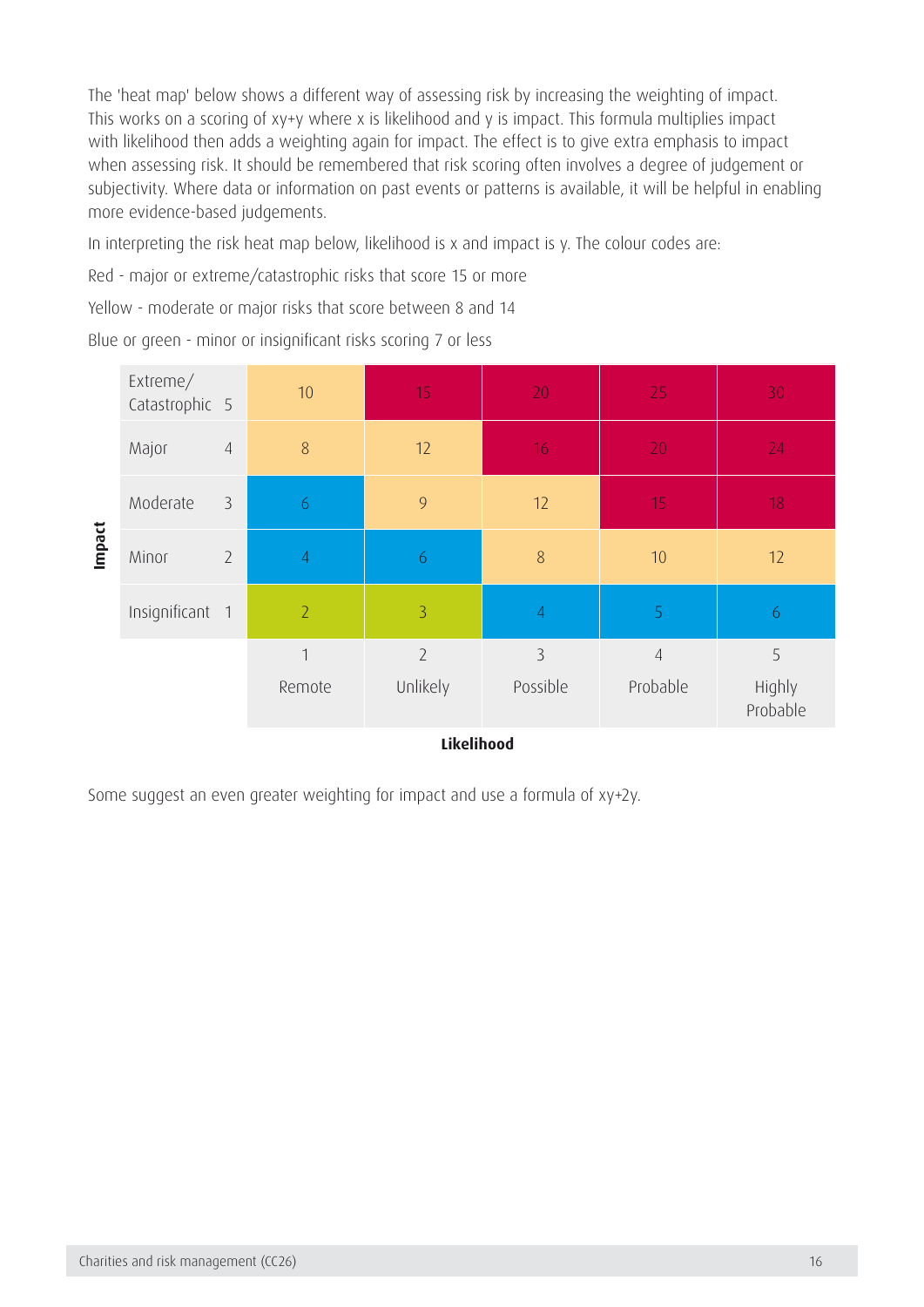The 'heat map' below shows a different way of assessing risk by increasing the weighting of impact. This works on a scoring of xy+y where x is likelihood and y is impact. This formula multiplies impact with likelihood then adds a weighting again for impact. The effect is to give extra emphasis to impact when assessing risk. It should be remembered that risk scoring often involves a degree of judgement or subjectivity. Where data or information on past events or patterns is available, it will be helpful in enabling more evidence-based judgements.

In interpreting the risk heat map below, likelihood is x and impact is y. The colour codes are:

Red - major or extreme/catastrophic risks that score 15 or more

Yellow - moderate or major risks that score between 8 and 14

Blue or green - minor or insignificant risks scoring 7 or less

| Impact | | 1 Remote | 2 Unlikely | 3 Possible | 4 Probable | 5 Highly Probable |
|---|---|---|---|---|---|---|
| Extreme/ Catastrophic | 5 | 10 | 15 | 20 | 25 | 30 |
| Major | 4 | 8 | 12 | 16 | 20 | 24 |
| Moderate | 3 | 6 | 9 | 12 | 15 | 18 |
| Minor | 2 | 4 | 6 | 8 | 10 | 12 |
| Insignificant | 1 | 2 | 3 | 4 | 5 | 6 |

**Likelihood**

Some suggest an even greater weighting for impact and use a formula of xy+2y.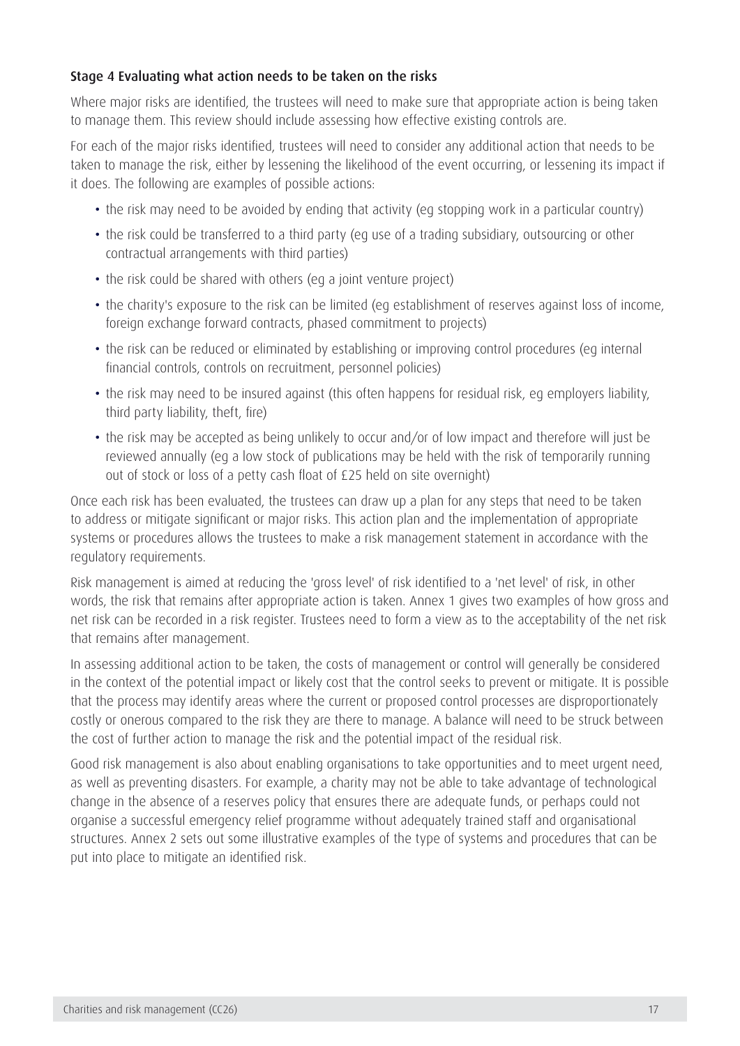### Stage 4 Evaluating what action needs to be taken on the risks

Where major risks are identified, the trustees will need to make sure that appropriate action is being taken to manage them. This review should include assessing how effective existing controls are.

For each of the major risks identified, trustees will need to consider any additional action that needs to be taken to manage the risk, either by lessening the likelihood of the event occurring, or lessening its impact if it does. The following are examples of possible actions:

- the risk may need to be avoided by ending that activity (eg stopping work in a particular country)
- the risk could be transferred to a third party (eg use of a trading subsidiary, outsourcing or other contractual arrangements with third parties)
- the risk could be shared with others (eg a joint venture project)
- the charity's exposure to the risk can be limited (eg establishment of reserves against loss of income, foreign exchange forward contracts, phased commitment to projects)
- the risk can be reduced or eliminated by establishing or improving control procedures (eg internal financial controls, controls on recruitment, personnel policies)
- the risk may need to be insured against (this often happens for residual risk, eg employers liability, third party liability, theft, fire)
- the risk may be accepted as being unlikely to occur and/or of low impact and therefore will just be reviewed annually (eg a low stock of publications may be held with the risk of temporarily running out of stock or loss of a petty cash float of £25 held on site overnight)

Once each risk has been evaluated, the trustees can draw up a plan for any steps that need to be taken to address or mitigate significant or major risks. This action plan and the implementation of appropriate systems or procedures allows the trustees to make a risk management statement in accordance with the regulatory requirements.

Risk management is aimed at reducing the 'gross level' of risk identified to a 'net level' of risk, in other words, the risk that remains after appropriate action is taken. Annex 1 gives two examples of how gross and net risk can be recorded in a risk register. Trustees need to form a view as to the acceptability of the net risk that remains after management.

In assessing additional action to be taken, the costs of management or control will generally be considered in the context of the potential impact or likely cost that the control seeks to prevent or mitigate. It is possible that the process may identify areas where the current or proposed control processes are disproportionately costly or onerous compared to the risk they are there to manage. A balance will need to be struck between the cost of further action to manage the risk and the potential impact of the residual risk.

Good risk management is also about enabling organisations to take opportunities and to meet urgent need, as well as preventing disasters. For example, a charity may not be able to take advantage of technological change in the absence of a reserves policy that ensures there are adequate funds, or perhaps could not organise a successful emergency relief programme without adequately trained staff and organisational structures. Annex 2 sets out some illustrative examples of the type of systems and procedures that can be put into place to mitigate an identified risk.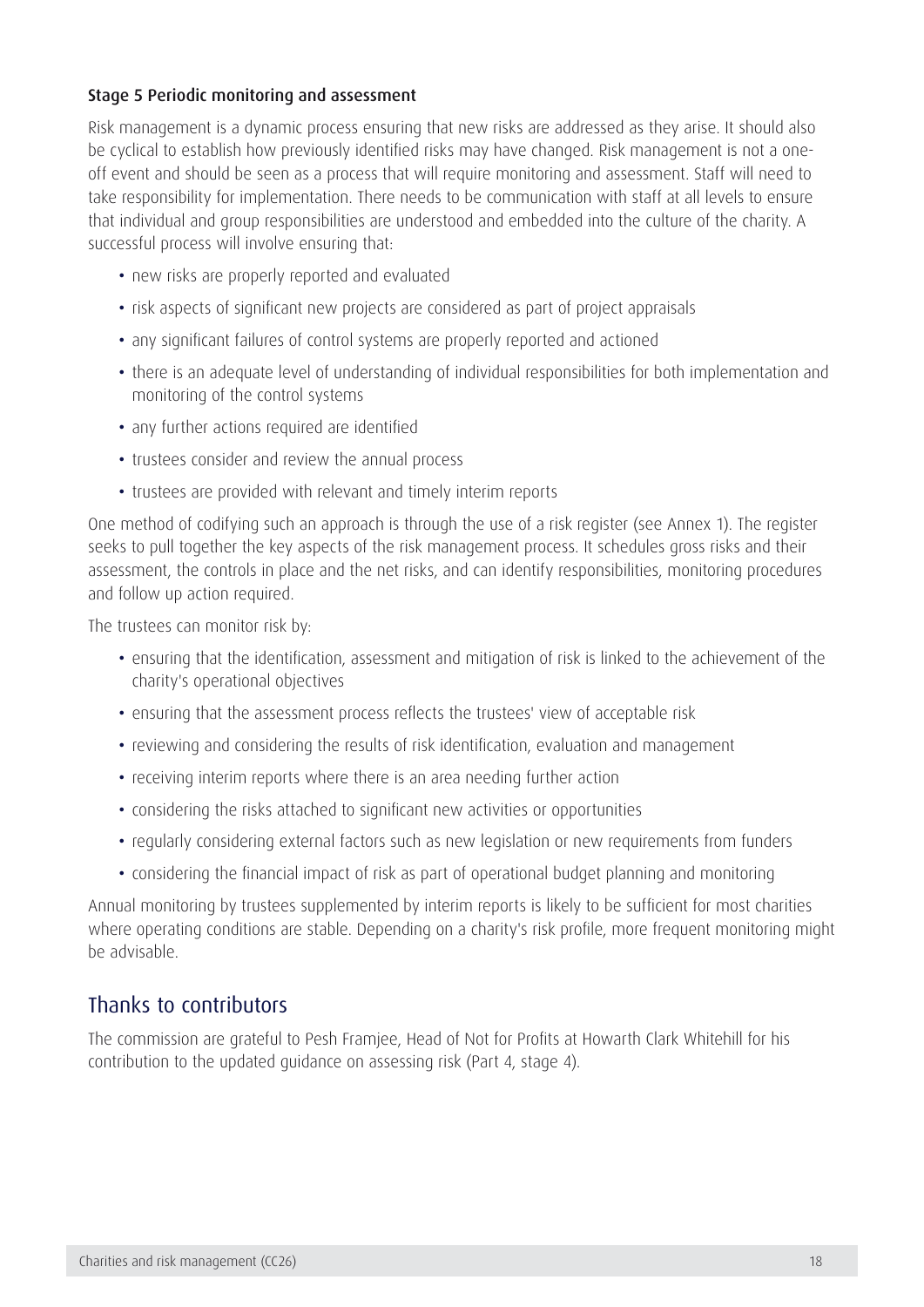### Stage 5 Periodic monitoring and assessment

Risk management is a dynamic process ensuring that new risks are addressed as they arise. It should also be cyclical to establish how previously identified risks may have changed. Risk management is not a one-off event and should be seen as a process that will require monitoring and assessment. Staff will need to take responsibility for implementation. There needs to be communication with staff at all levels to ensure that individual and group responsibilities are understood and embedded into the culture of the charity. A successful process will involve ensuring that:

- new risks are properly reported and evaluated
- risk aspects of significant new projects are considered as part of project appraisals
- any significant failures of control systems are properly reported and actioned
- there is an adequate level of understanding of individual responsibilities for both implementation and monitoring of the control systems
- any further actions required are identified
- trustees consider and review the annual process
- trustees are provided with relevant and timely interim reports

One method of codifying such an approach is through the use of a risk register (see Annex 1). The register seeks to pull together the key aspects of the risk management process. It schedules gross risks and their assessment, the controls in place and the net risks, and can identify responsibilities, monitoring procedures and follow up action required.

The trustees can monitor risk by:

- ensuring that the identification, assessment and mitigation of risk is linked to the achievement of the charity's operational objectives
- ensuring that the assessment process reflects the trustees' view of acceptable risk
- reviewing and considering the results of risk identification, evaluation and management
- receiving interim reports where there is an area needing further action
- considering the risks attached to significant new activities or opportunities
- regularly considering external factors such as new legislation or new requirements from funders
- considering the financial impact of risk as part of operational budget planning and monitoring

Annual monitoring by trustees supplemented by interim reports is likely to be sufficient for most charities where operating conditions are stable. Depending on a charity's risk profile, more frequent monitoring might be advisable.

## Thanks to contributors

The commission are grateful to Pesh Framjee, Head of Not for Profits at Howarth Clark Whitehill for his contribution to the updated guidance on assessing risk (Part 4, stage 4).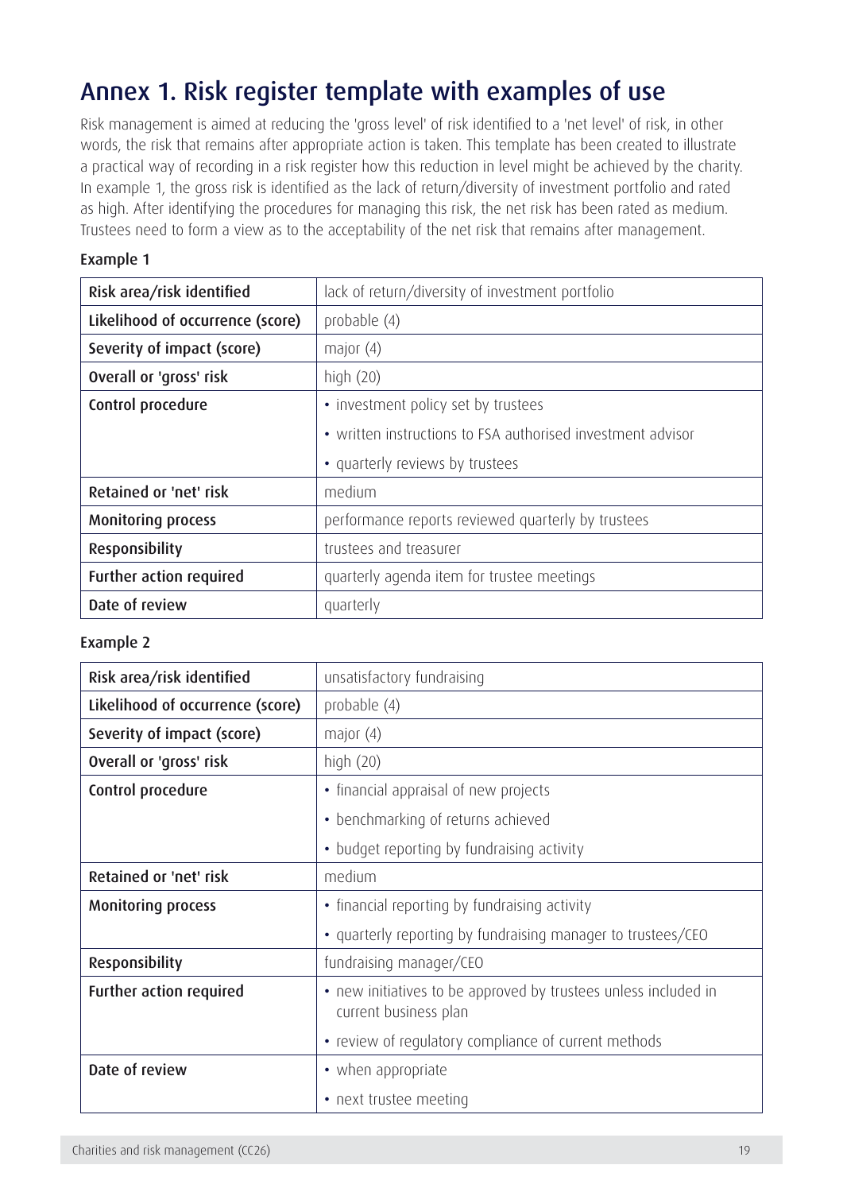# Annex 1. Risk register template with examples of use

Risk management is aimed at reducing the 'gross level' of risk identified to a 'net level' of risk, in other words, the risk that remains after appropriate action is taken. This template has been created to illustrate a practical way of recording in a risk register how this reduction in level might be achieved by the charity. In example 1, the gross risk is identified as the lack of return/diversity of investment portfolio and rated as high. After identifying the procedures for managing this risk, the net risk has been rated as medium. Trustees need to form a view as to the acceptability of the net risk that remains after management.

### Example 1

| Risk area/risk identified | lack of return/diversity of investment portfolio |
|---|---|
| Likelihood of occurrence (score) | probable (4) |
| Severity of impact (score) | major (4) |
| Overall or 'gross' risk | high (20) |
| Control procedure | • investment policy set by trustees<br>• written instructions to FSA authorised investment advisor<br>• quarterly reviews by trustees |
| Retained or 'net' risk | medium |
| Monitoring process | performance reports reviewed quarterly by trustees |
| Responsibility | trustees and treasurer |
| Further action required | quarterly agenda item for trustee meetings |
| Date of review | quarterly |

### Example 2

| Risk area/risk identified | unsatisfactory fundraising |
|---|---|
| Likelihood of occurrence (score) | probable (4) |
| Severity of impact (score) | major (4) |
| Overall or 'gross' risk | high (20) |
| Control procedure | • financial appraisal of new projects<br>• benchmarking of returns achieved<br>• budget reporting by fundraising activity |
| Retained or 'net' risk | medium |
| Monitoring process | • financial reporting by fundraising activity<br>• quarterly reporting by fundraising manager to trustees/CEO |
| Responsibility | fundraising manager/CEO |
| Further action required | • new initiatives to be approved by trustees unless included in current business plan<br>• review of regulatory compliance of current methods |
| Date of review | • when appropriate<br>• next trustee meeting |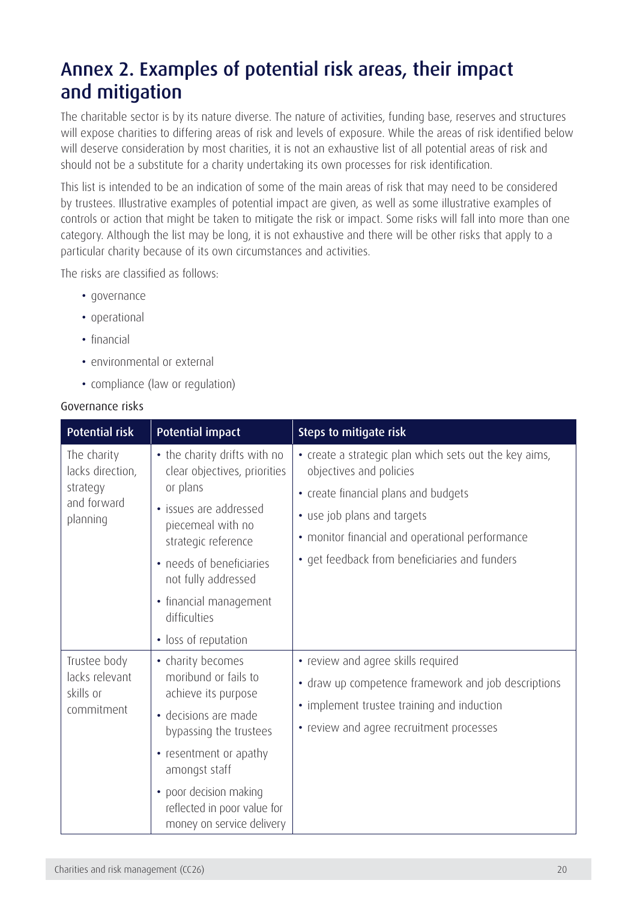## Annex 2. Examples of potential risk areas, their impact and mitigation

The charitable sector is by its nature diverse. The nature of activities, funding base, reserves and structures will expose charities to differing areas of risk and levels of exposure. While the areas of risk identified below will deserve consideration by most charities, it is not an exhaustive list of all potential areas of risk and should not be a substitute for a charity undertaking its own processes for risk identification.

This list is intended to be an indication of some of the main areas of risk that may need to be considered by trustees. Illustrative examples of potential impact are given, as well as some illustrative examples of controls or action that might be taken to mitigate the risk or impact. Some risks will fall into more than one category. Although the list may be long, it is not exhaustive and there will be other risks that apply to a particular charity because of its own circumstances and activities.

The risks are classified as follows:

- governance
- operational
- financial
- environmental or external
- compliance (law or regulation)

Governance risks

| Potential risk | Potential impact | Steps to mitigate risk |
|---|---|---|
| The charity lacks direction, strategy and forward planning | • the charity drifts with no clear objectives, priorities or plans<br>• issues are addressed piecemeal with no strategic reference<br>• needs of beneficiaries not fully addressed<br>• financial management difficulties<br>• loss of reputation | • create a strategic plan which sets out the key aims, objectives and policies<br>• create financial plans and budgets<br>• use job plans and targets<br>• monitor financial and operational performance<br>• get feedback from beneficiaries and funders |
| Trustee body lacks relevant skills or commitment | • charity becomes moribund or fails to achieve its purpose<br>• decisions are made bypassing the trustees<br>• resentment or apathy amongst staff<br>• poor decision making reflected in poor value for money on service delivery | • review and agree skills required<br>• draw up competence framework and job descriptions<br>• implement trustee training and induction<br>• review and agree recruitment processes |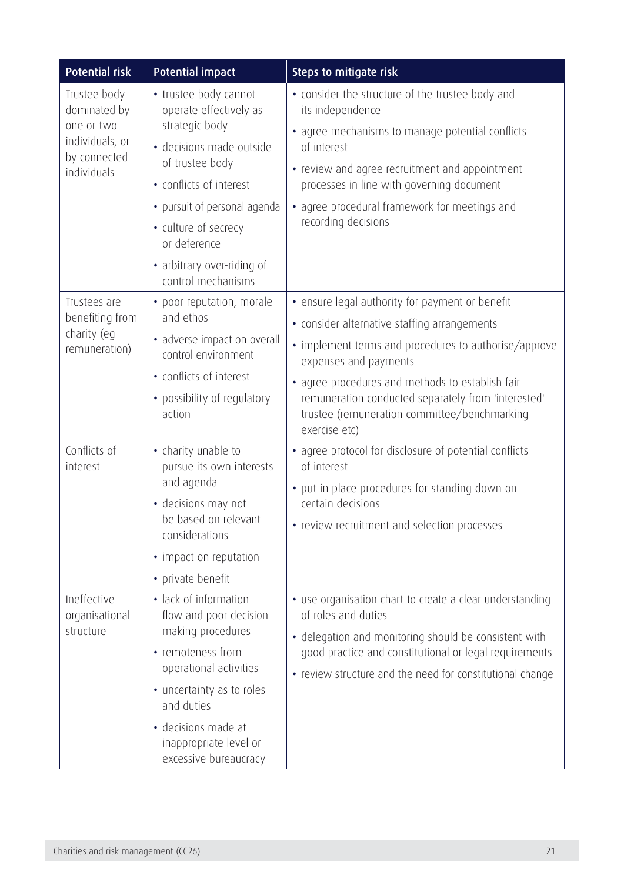| Potential risk | Potential impact | Steps to mitigate risk |
|---|---|---|
| Trustee body dominated by one or two individuals, or by connected individuals | • trustee body cannot operate effectively as strategic body<br>• decisions made outside of trustee body<br>• conflicts of interest<br>• pursuit of personal agenda<br>• culture of secrecy or deference<br>• arbitrary over-riding of control mechanisms | • consider the structure of the trustee body and its independence<br>• agree mechanisms to manage potential conflicts of interest<br>• review and agree recruitment and appointment processes in line with governing document<br>• agree procedural framework for meetings and recording decisions |
| Trustees are benefiting from charity (eg remuneration) | • poor reputation, morale and ethos<br>• adverse impact on overall control environment<br>• conflicts of interest<br>• possibility of regulatory action | • ensure legal authority for payment or benefit<br>• consider alternative staffing arrangements<br>• implement terms and procedures to authorise/approve expenses and payments<br>• agree procedures and methods to establish fair remuneration conducted separately from 'interested' trustee (remuneration committee/benchmarking exercise etc) |
| Conflicts of interest | • charity unable to pursue its own interests and agenda<br>• decisions may not be based on relevant considerations<br>• impact on reputation<br>• private benefit | • agree protocol for disclosure of potential conflicts of interest<br>• put in place procedures for standing down on certain decisions<br>• review recruitment and selection processes |
| Ineffective organisational structure | • lack of information flow and poor decision making procedures<br>• remoteness from operational activities<br>• uncertainty as to roles and duties<br>• decisions made at inappropriate level or excessive bureaucracy | • use organisation chart to create a clear understanding of roles and duties<br>• delegation and monitoring should be consistent with good practice and constitutional or legal requirements<br>• review structure and the need for constitutional change |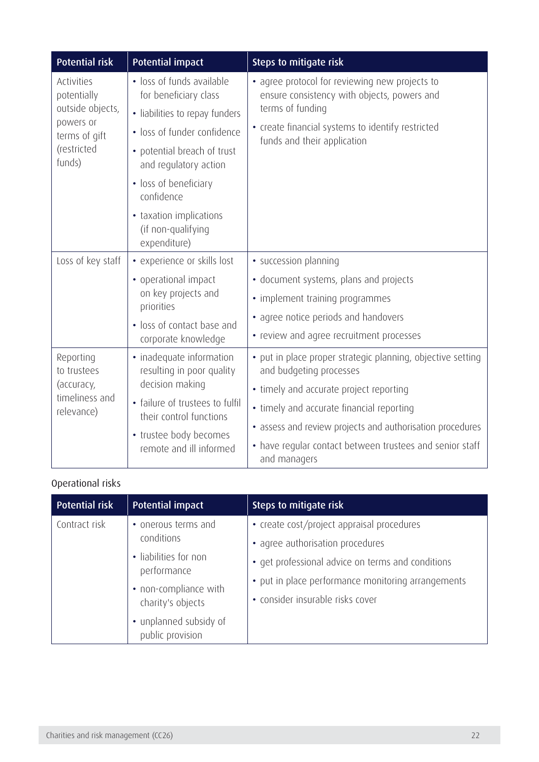| Potential risk | Potential impact | Steps to mitigate risk |
|---|---|---|
| Activities potentially outside objects, powers or terms of gift (restricted funds) | • loss of funds available for beneficiary class<br>• liabilities to repay funders<br>• loss of funder confidence<br>• potential breach of trust and regulatory action<br>• loss of beneficiary confidence<br>• taxation implications (if non-qualifying expenditure) | • agree protocol for reviewing new projects to ensure consistency with objects, powers and terms of funding<br>• create financial systems to identify restricted funds and their application |
| Loss of key staff | • experience or skills lost<br>• operational impact on key projects and priorities<br>• loss of contact base and corporate knowledge | • succession planning<br>• document systems, plans and projects<br>• implement training programmes<br>• agree notice periods and handovers<br>• review and agree recruitment processes |
| Reporting to trustees (accuracy, timeliness and relevance) | • inadequate information resulting in poor quality decision making<br>• failure of trustees to fulfil their control functions<br>• trustee body becomes remote and ill informed | • put in place proper strategic planning, objective setting and budgeting processes<br>• timely and accurate project reporting<br>• timely and accurate financial reporting<br>• assess and review projects and authorisation procedures<br>• have regular contact between trustees and senior staff and managers |

Operational risks

| Potential risk | Potential impact | Steps to mitigate risk |
|---|---|---|
| Contract risk | • onerous terms and conditions<br>• liabilities for non performance<br>• non-compliance with charity's objects<br>• unplanned subsidy of public provision | • create cost/project appraisal procedures<br>• agree authorisation procedures<br>• get professional advice on terms and conditions<br>• put in place performance monitoring arrangements<br>• consider insurable risks cover |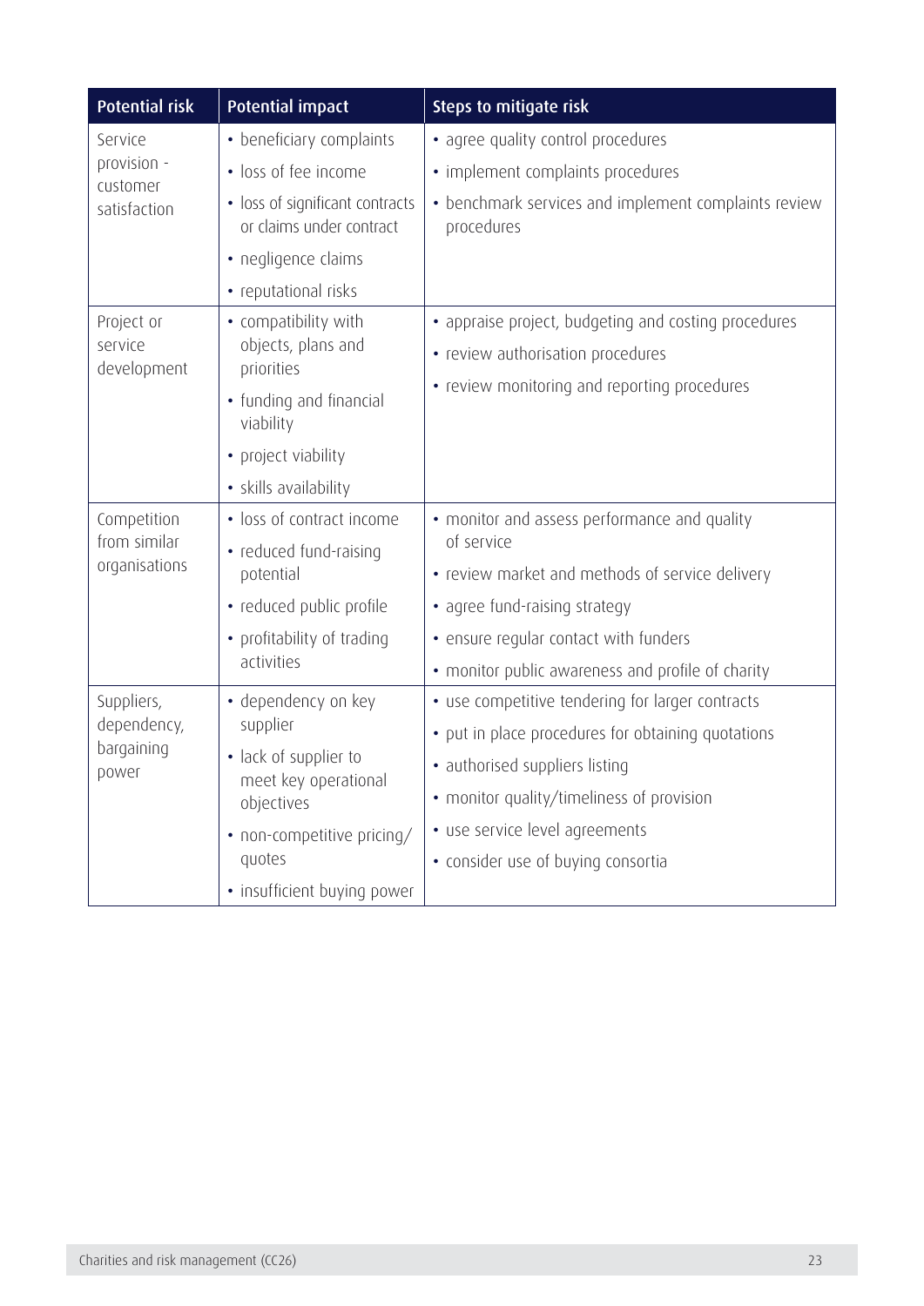| Potential risk | Potential impact | Steps to mitigate risk |
|---|---|---|
| Service provision - customer satisfaction | • beneficiary complaints<br>• loss of fee income<br>• loss of significant contracts or claims under contract<br>• negligence claims<br>• reputational risks | • agree quality control procedures<br>• implement complaints procedures<br>• benchmark services and implement complaints review procedures |
| Project or service development | • compatibility with objects, plans and priorities<br>• funding and financial viability<br>• project viability<br>• skills availability | • appraise project, budgeting and costing procedures<br>• review authorisation procedures<br>• review monitoring and reporting procedures |
| Competition from similar organisations | • loss of contract income<br>• reduced fund-raising potential<br>• reduced public profile<br>• profitability of trading activities | • monitor and assess performance and quality of service<br>• review market and methods of service delivery<br>• agree fund-raising strategy<br>• ensure regular contact with funders<br>• monitor public awareness and profile of charity |
| Suppliers, dependency, bargaining power | • dependency on key supplier<br>• lack of supplier to meet key operational objectives<br>• non-competitive pricing/ quotes<br>• insufficient buying power | • use competitive tendering for larger contracts<br>• put in place procedures for obtaining quotations<br>• authorised suppliers listing<br>• monitor quality/timeliness of provision<br>• use service level agreements<br>• consider use of buying consortia |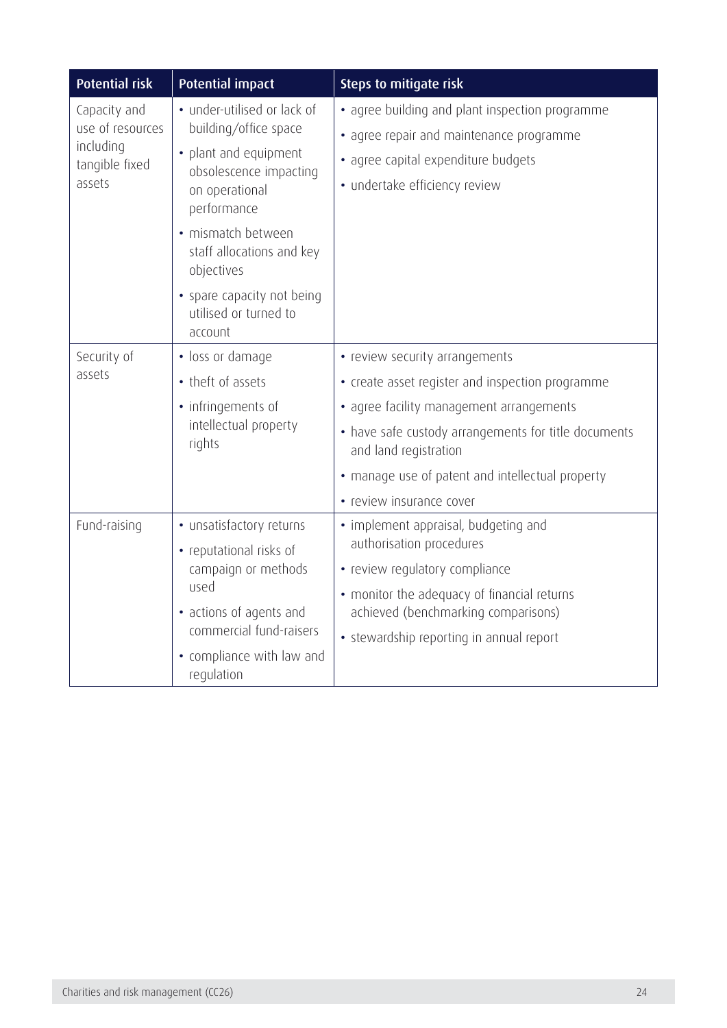| Potential risk | Potential impact | Steps to mitigate risk |
|---|---|---|
| Capacity and use of resources including tangible fixed assets | • under-utilised or lack of building/office space<br>• plant and equipment obsolescence impacting on operational performance<br>• mismatch between staff allocations and key objectives<br>• spare capacity not being utilised or turned to account | • agree building and plant inspection programme<br>• agree repair and maintenance programme<br>• agree capital expenditure budgets<br>• undertake efficiency review |
| Security of assets | • loss or damage<br>• theft of assets<br>• infringements of intellectual property rights | • review security arrangements<br>• create asset register and inspection programme<br>• agree facility management arrangements<br>• have safe custody arrangements for title documents and land registration<br>• manage use of patent and intellectual property<br>• review insurance cover |
| Fund-raising | • unsatisfactory returns<br>• reputational risks of campaign or methods used<br>• actions of agents and commercial fund-raisers<br>• compliance with law and regulation | • implement appraisal, budgeting and authorisation procedures<br>• review regulatory compliance<br>• monitor the adequacy of financial returns achieved (benchmarking comparisons)<br>• stewardship reporting in annual report |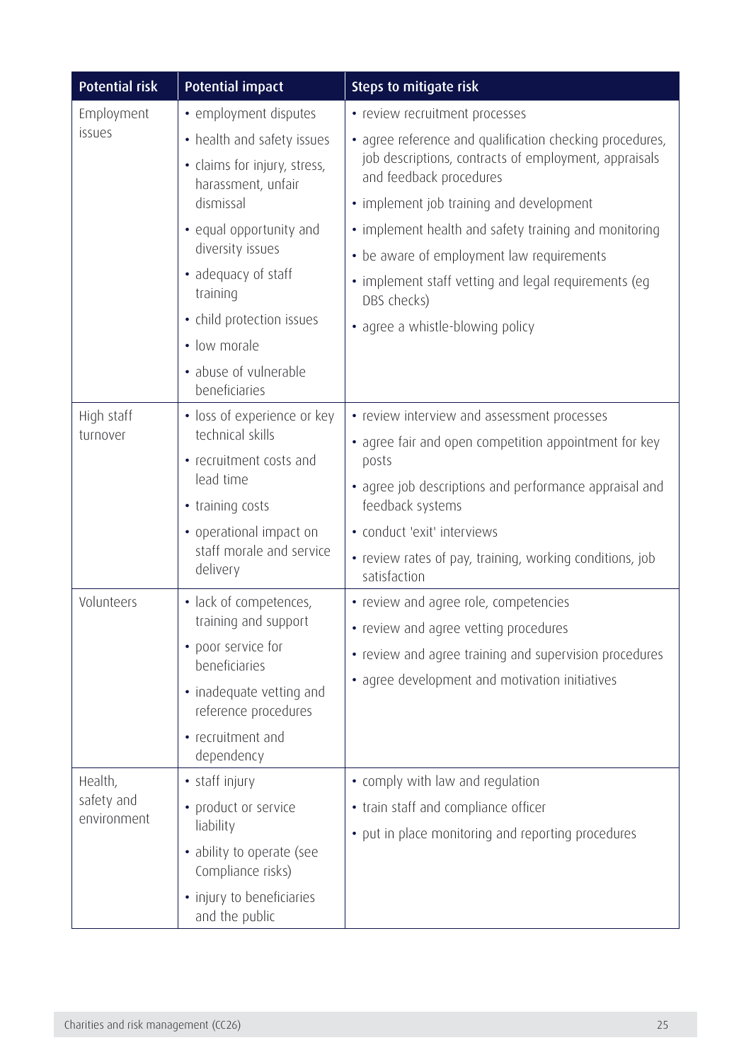| Potential risk | Potential impact | Steps to mitigate risk |
|---|---|---|
| Employment issues | • employment disputes<br>• health and safety issues<br>• claims for injury, stress, harassment, unfair dismissal<br>• equal opportunity and diversity issues<br>• adequacy of staff training<br>• child protection issues<br>• low morale<br>• abuse of vulnerable beneficiaries | • review recruitment processes<br>• agree reference and qualification checking procedures, job descriptions, contracts of employment, appraisals and feedback procedures<br>• implement job training and development<br>• implement health and safety training and monitoring<br>• be aware of employment law requirements<br>• implement staff vetting and legal requirements (eg DBS checks)<br>• agree a whistle-blowing policy |
| High staff turnover | • loss of experience or key technical skills<br>• recruitment costs and lead time<br>• training costs<br>• operational impact on staff morale and service delivery | • review interview and assessment processes<br>• agree fair and open competition appointment for key posts<br>• agree job descriptions and performance appraisal and feedback systems<br>• conduct 'exit' interviews<br>• review rates of pay, training, working conditions, job satisfaction |
| Volunteers | • lack of competences, training and support<br>• poor service for beneficiaries<br>• inadequate vetting and reference procedures<br>• recruitment and dependency | • review and agree role, competencies<br>• review and agree vetting procedures<br>• review and agree training and supervision procedures<br>• agree development and motivation initiatives |
| Health, safety and environment | • staff injury<br>• product or service liability<br>• ability to operate (see Compliance risks)<br>• injury to beneficiaries and the public | • comply with law and regulation<br>• train staff and compliance officer<br>• put in place monitoring and reporting procedures |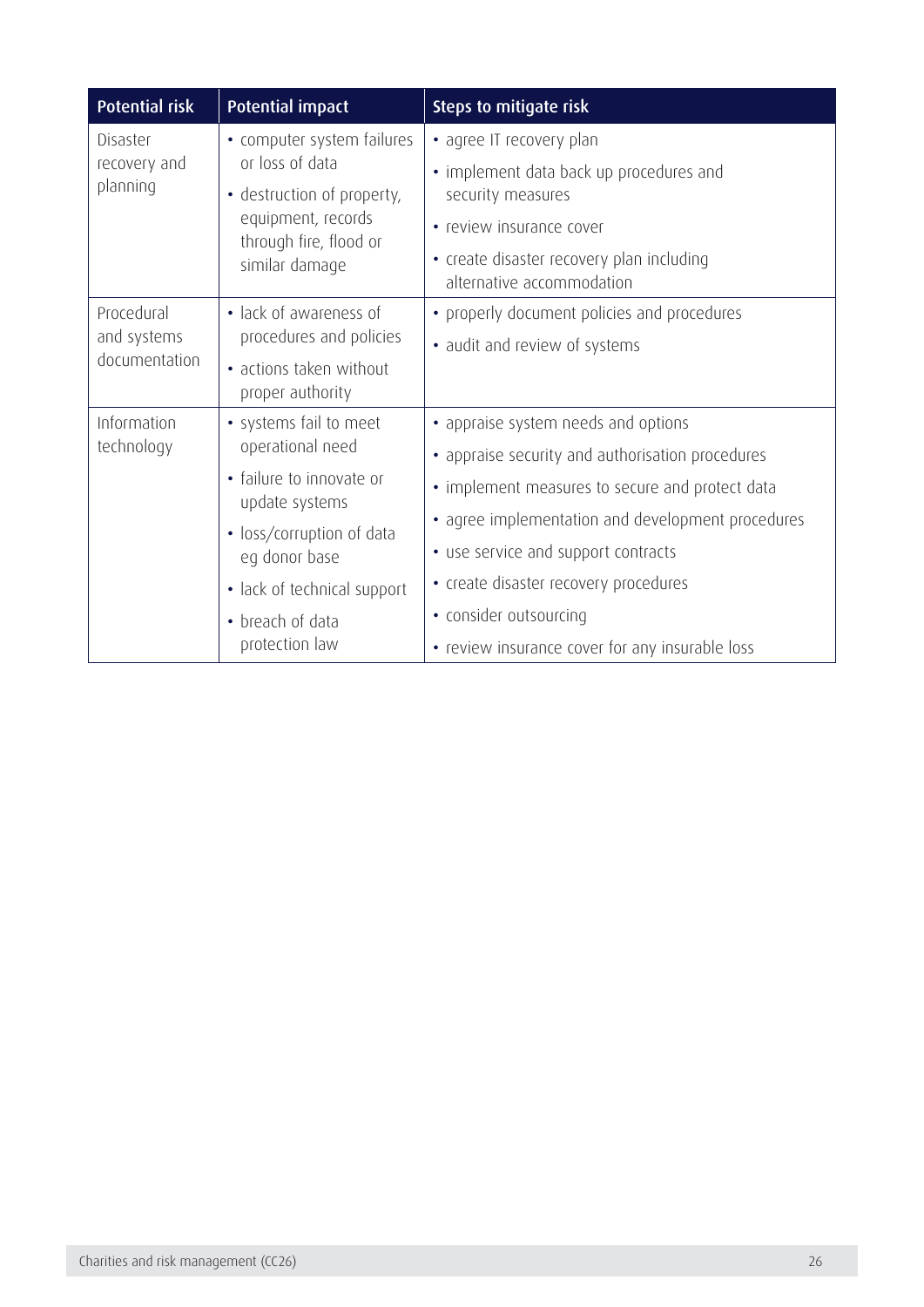| Potential risk | Potential impact | Steps to mitigate risk |
|---|---|---|
| Disaster recovery and planning | • computer system failures or loss of data<br>• destruction of property, equipment, records through fire, flood or similar damage | • agree IT recovery plan<br>• implement data back up procedures and security measures<br>• review insurance cover<br>• create disaster recovery plan including alternative accommodation |
| Procedural and systems documentation | • lack of awareness of procedures and policies<br>• actions taken without proper authority | • properly document policies and procedures<br>• audit and review of systems |
| Information technology | • systems fail to meet operational need<br>• failure to innovate or update systems<br>• loss/corruption of data eg donor base<br>• lack of technical support<br>• breach of data protection law | • appraise system needs and options<br>• appraise security and authorisation procedures<br>• implement measures to secure and protect data<br>• agree implementation and development procedures<br>• use service and support contracts<br>• create disaster recovery procedures<br>• consider outsourcing<br>• review insurance cover for any insurable loss |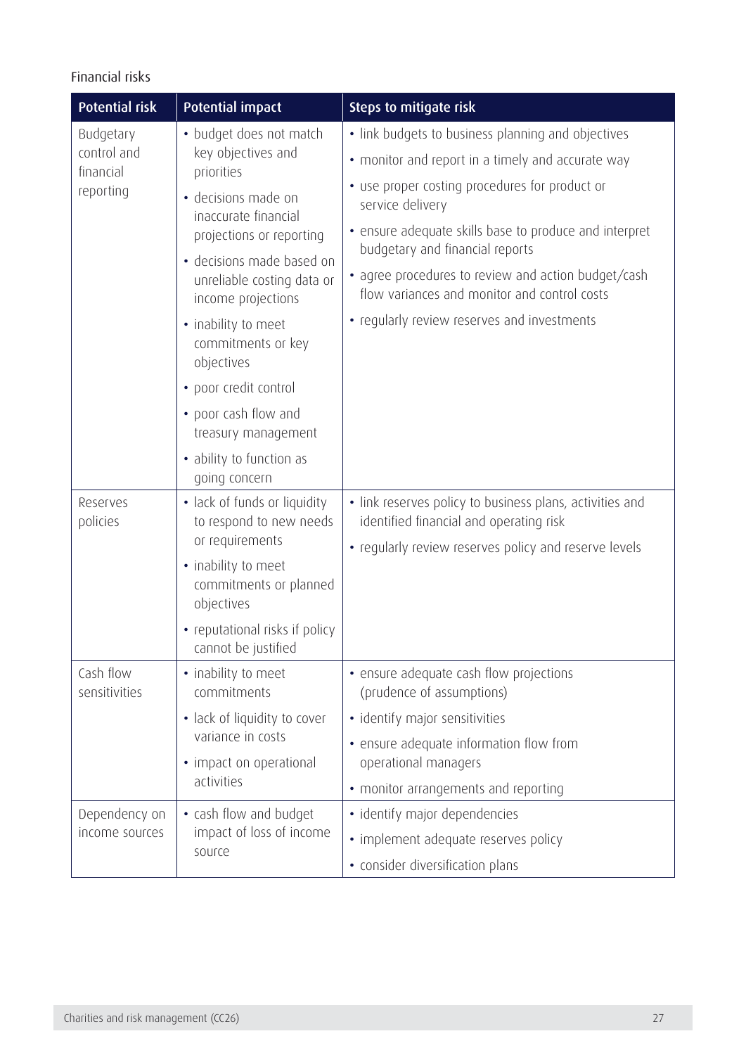Financial risks

| Potential risk | Potential impact | Steps to mitigate risk |
|---|---|---|
| Budgetary control and financial reporting | • budget does not match key objectives and priorities<br>• decisions made on inaccurate financial projections or reporting<br>• decisions made based on unreliable costing data or income projections<br>• inability to meet commitments or key objectives<br>• poor credit control<br>• poor cash flow and treasury management<br>• ability to function as going concern | • link budgets to business planning and objectives<br>• monitor and report in a timely and accurate way<br>• use proper costing procedures for product or service delivery<br>• ensure adequate skills base to produce and interpret budgetary and financial reports<br>• agree procedures to review and action budget/cash flow variances and monitor and control costs<br>• regularly review reserves and investments |
| Reserves policies | • lack of funds or liquidity to respond to new needs or requirements<br>• inability to meet commitments or planned objectives<br>• reputational risks if policy cannot be justified | • link reserves policy to business plans, activities and identified financial and operating risk<br>• regularly review reserves policy and reserve levels |
| Cash flow sensitivities | • inability to meet commitments<br>• lack of liquidity to cover variance in costs<br>• impact on operational activities | • ensure adequate cash flow projections (prudence of assumptions)<br>• identify major sensitivities<br>• ensure adequate information flow from operational managers<br>• monitor arrangements and reporting |
| Dependency on income sources | • cash flow and budget impact of loss of income source | • identify major dependencies<br>• implement adequate reserves policy<br>• consider diversification plans |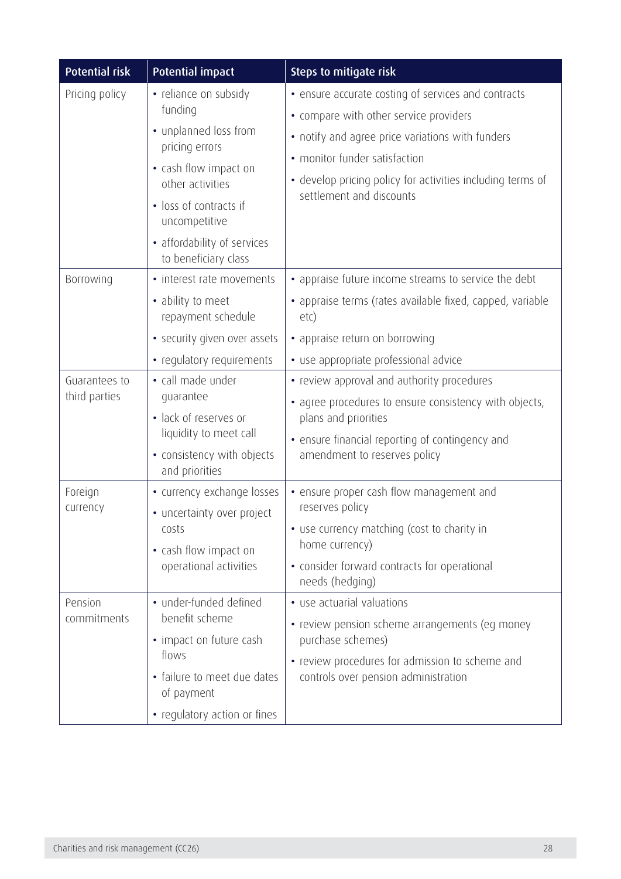| Potential risk | Potential impact | Steps to mitigate risk |
|---|---|---|
| Pricing policy | • reliance on subsidy funding<br>• unplanned loss from pricing errors<br>• cash flow impact on other activities<br>• loss of contracts if uncompetitive<br>• affordability of services to beneficiary class | • ensure accurate costing of services and contracts<br>• compare with other service providers<br>• notify and agree price variations with funders<br>• monitor funder satisfaction<br>• develop pricing policy for activities including terms of settlement and discounts |
| Borrowing | • interest rate movements<br>• ability to meet repayment schedule<br>• security given over assets<br>• regulatory requirements | • appraise future income streams to service the debt<br>• appraise terms (rates available fixed, capped, variable etc)<br>• appraise return on borrowing<br>• use appropriate professional advice |
| Guarantees to third parties | • call made under guarantee<br>• lack of reserves or liquidity to meet call<br>• consistency with objects and priorities | • review approval and authority procedures<br>• agree procedures to ensure consistency with objects, plans and priorities<br>• ensure financial reporting of contingency and amendment to reserves policy |
| Foreign currency | • currency exchange losses<br>• uncertainty over project costs<br>• cash flow impact on operational activities | • ensure proper cash flow management and reserves policy<br>• use currency matching (cost to charity in home currency)<br>• consider forward contracts for operational needs (hedging) |
| Pension commitments | • under-funded defined benefit scheme<br>• impact on future cash flows<br>• failure to meet due dates of payment<br>• regulatory action or fines | • use actuarial valuations<br>• review pension scheme arrangements (eg money purchase schemes)<br>• review procedures for admission to scheme and controls over pension administration |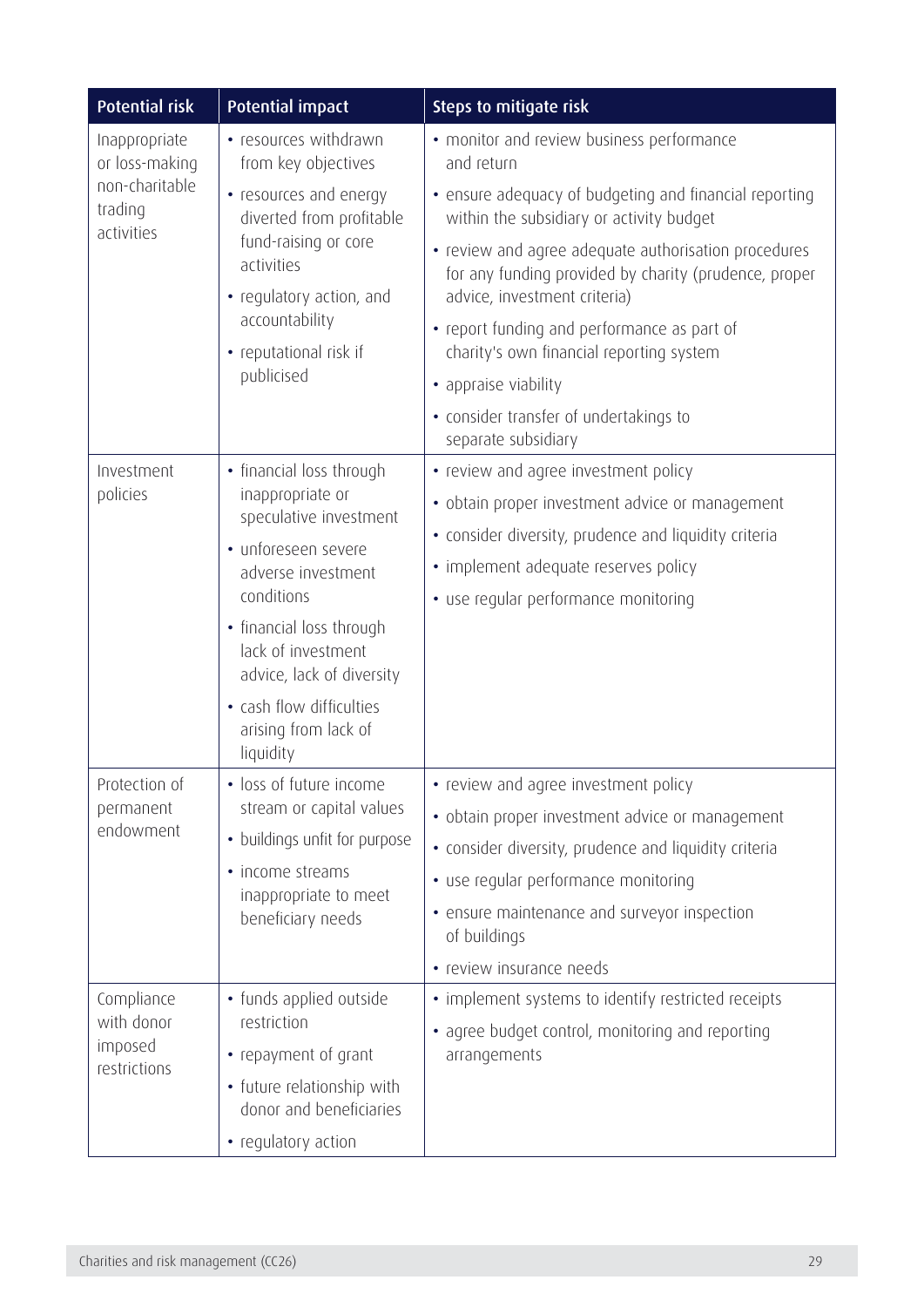| Potential risk | Potential impact | Steps to mitigate risk |
|---|---|---|
| Inappropriate or loss-making non-charitable trading activities | • resources withdrawn from key objectives<br>• resources and energy diverted from profitable fund-raising or core activities<br>• regulatory action, and accountability<br>• reputational risk if publicised | • monitor and review business performance and return<br>• ensure adequacy of budgeting and financial reporting within the subsidiary or activity budget<br>• review and agree adequate authorisation procedures for any funding provided by charity (prudence, proper advice, investment criteria)<br>• report funding and performance as part of charity's own financial reporting system<br>• appraise viability<br>• consider transfer of undertakings to separate subsidiary |
| Investment policies | • financial loss through inappropriate or speculative investment<br>• unforeseen severe adverse investment conditions<br>• financial loss through lack of investment advice, lack of diversity<br>• cash flow difficulties arising from lack of liquidity | • review and agree investment policy<br>• obtain proper investment advice or management<br>• consider diversity, prudence and liquidity criteria<br>• implement adequate reserves policy<br>• use regular performance monitoring |
| Protection of permanent endowment | • loss of future income stream or capital values<br>• buildings unfit for purpose<br>• income streams inappropriate to meet beneficiary needs | • review and agree investment policy<br>• obtain proper investment advice or management<br>• consider diversity, prudence and liquidity criteria<br>• use regular performance monitoring<br>• ensure maintenance and surveyor inspection of buildings<br>• review insurance needs |
| Compliance with donor imposed restrictions | • funds applied outside restriction<br>• repayment of grant<br>• future relationship with donor and beneficiaries<br>• regulatory action | • implement systems to identify restricted receipts<br>• agree budget control, monitoring and reporting arrangements |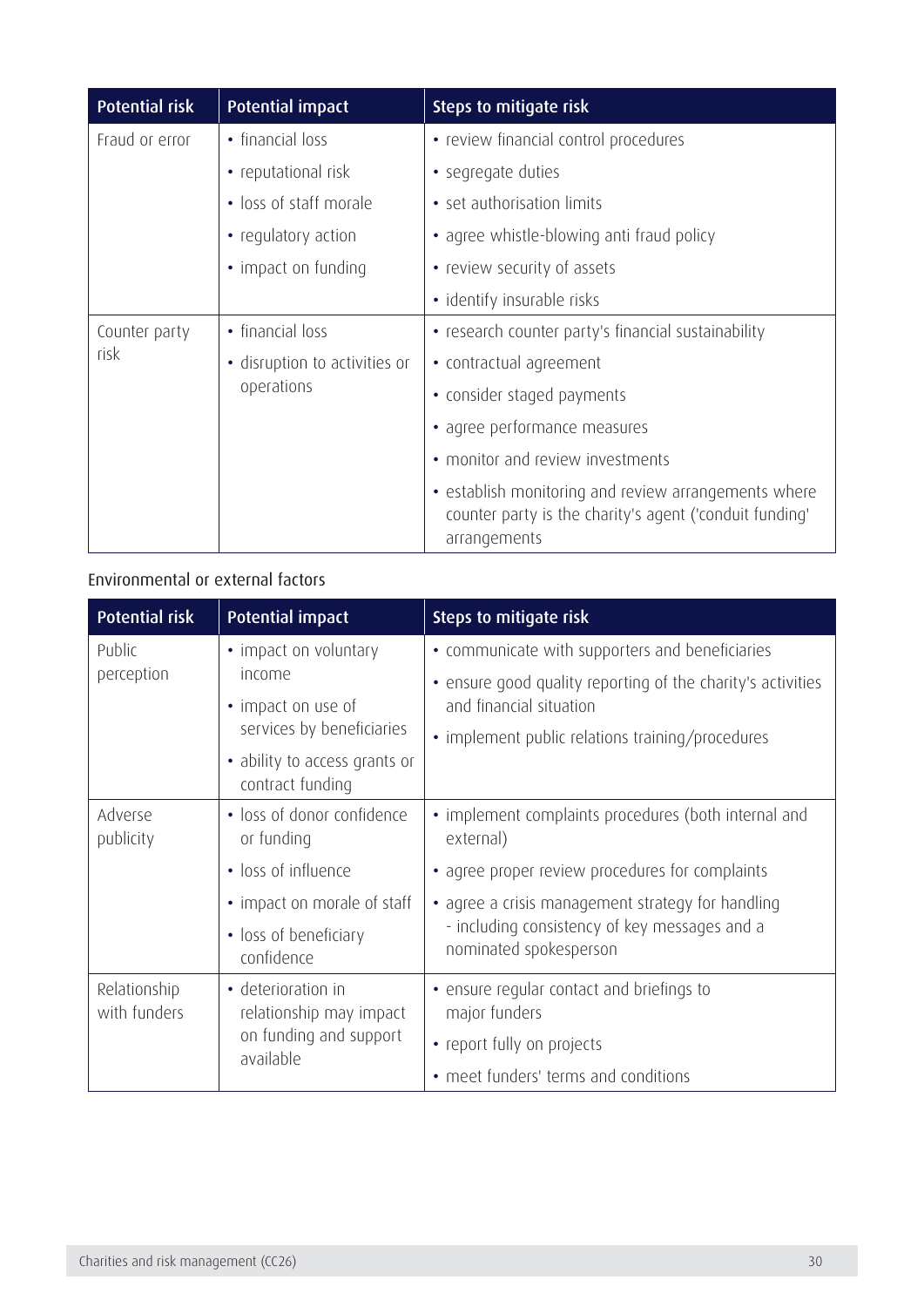| Potential risk | Potential impact | Steps to mitigate risk |
|---|---|---|
| Fraud or error | • financial loss<br>• reputational risk<br>• loss of staff morale<br>• regulatory action<br>• impact on funding | • review financial control procedures<br>• segregate duties<br>• set authorisation limits<br>• agree whistle-blowing anti fraud policy<br>• review security of assets<br>• identify insurable risks |
| Counter party risk | • financial loss<br>• disruption to activities or operations | • research counter party's financial sustainability<br>• contractual agreement<br>• consider staged payments<br>• agree performance measures<br>• monitor and review investments<br>• establish monitoring and review arrangements where counter party is the charity's agent ('conduit funding' arrangements |

Environmental or external factors

| Potential risk | Potential impact | Steps to mitigate risk |
|---|---|---|
| Public perception | • impact on voluntary income<br>• impact on use of services by beneficiaries<br>• ability to access grants or contract funding | • communicate with supporters and beneficiaries<br>• ensure good quality reporting of the charity's activities and financial situation<br>• implement public relations training/procedures |
| Adverse publicity | • loss of donor confidence or funding<br>• loss of influence<br>• impact on morale of staff<br>• loss of beneficiary confidence | • implement complaints procedures (both internal and external)<br>• agree proper review procedures for complaints<br>• agree a crisis management strategy for handling - including consistency of key messages and a nominated spokesperson |
| Relationship with funders | • deterioration in relationship may impact on funding and support available | • ensure regular contact and briefings to major funders<br>• report fully on projects<br>• meet funders' terms and conditions |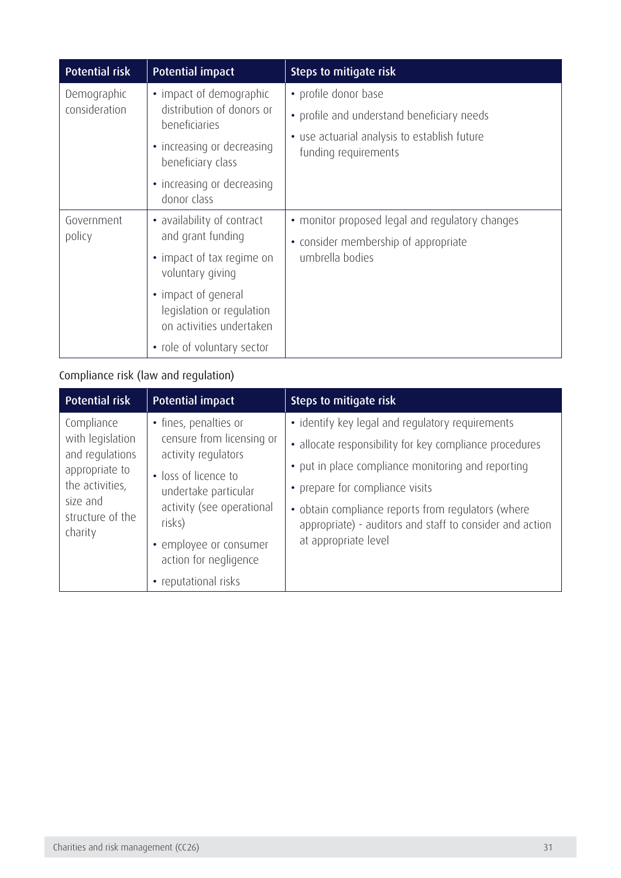| Potential risk | Potential impact | Steps to mitigate risk |
| --- | --- | --- |
| Demographic consideration | • impact of demographic distribution of donors or beneficiaries<br>• increasing or decreasing beneficiary class<br>• increasing or decreasing donor class | • profile donor base<br>• profile and understand beneficiary needs<br>• use actuarial analysis to establish future funding requirements |
| Government policy | • availability of contract and grant funding<br>• impact of tax regime on voluntary giving<br>• impact of general legislation or regulation on activities undertaken<br>• role of voluntary sector | • monitor proposed legal and regulatory changes<br>• consider membership of appropriate umbrella bodies |

Compliance risk (law and regulation)

| Potential risk | Potential impact | Steps to mitigate risk |
| --- | --- | --- |
| Compliance with legislation and regulations appropriate to the activities, size and structure of the charity | • fines, penalties or censure from licensing or activity regulators<br>• loss of licence to undertake particular activity (see operational risks)<br>• employee or consumer action for negligence<br>• reputational risks | • identify key legal and regulatory requirements<br>• allocate responsibility for key compliance procedures<br>• put in place compliance monitoring and reporting<br>• prepare for compliance visits<br>• obtain compliance reports from regulators (where appropriate) - auditors and staff to consider and action at appropriate level |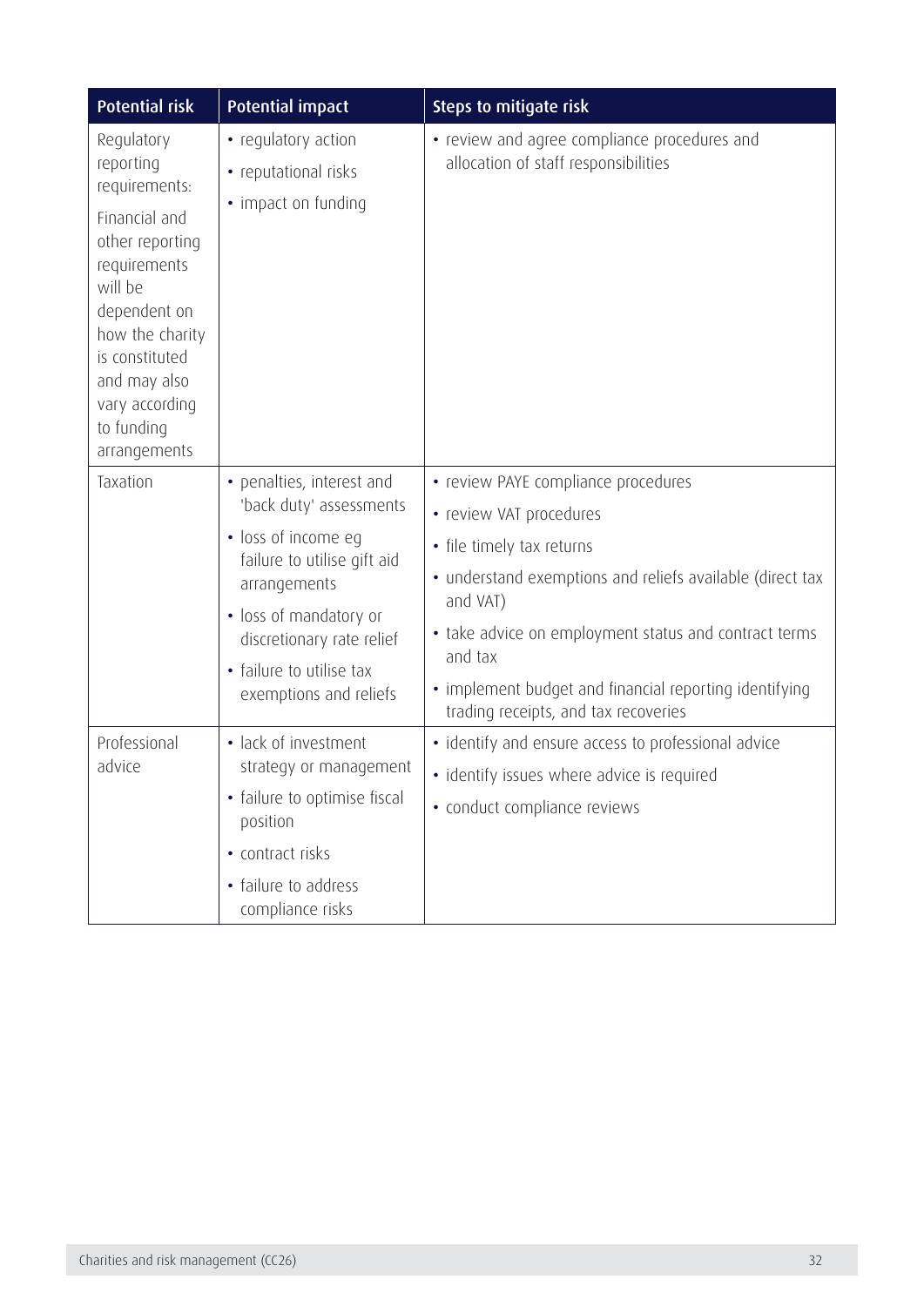| Potential risk | Potential impact | Steps to mitigate risk |
|---|---|---|
| Regulatory reporting requirements:<br><br>Financial and other reporting requirements will be dependent on how the charity is constituted and may also vary according to funding arrangements | • regulatory action<br>• reputational risks<br>• impact on funding | • review and agree compliance procedures and allocation of staff responsibilities |
| Taxation | • penalties, interest and 'back duty' assessments<br>• loss of income eg failure to utilise gift aid arrangements<br>• loss of mandatory or discretionary rate relief<br>• failure to utilise tax exemptions and reliefs | • review PAYE compliance procedures<br>• review VAT procedures<br>• file timely tax returns<br>• understand exemptions and reliefs available (direct tax and VAT)<br>• take advice on employment status and contract terms and tax<br>• implement budget and financial reporting identifying trading receipts, and tax recoveries |
| Professional advice | • lack of investment strategy or management<br>• failure to optimise fiscal position<br>• contract risks<br>• failure to address compliance risks | • identify and ensure access to professional advice<br>• identify issues where advice is required<br>• conduct compliance reviews |